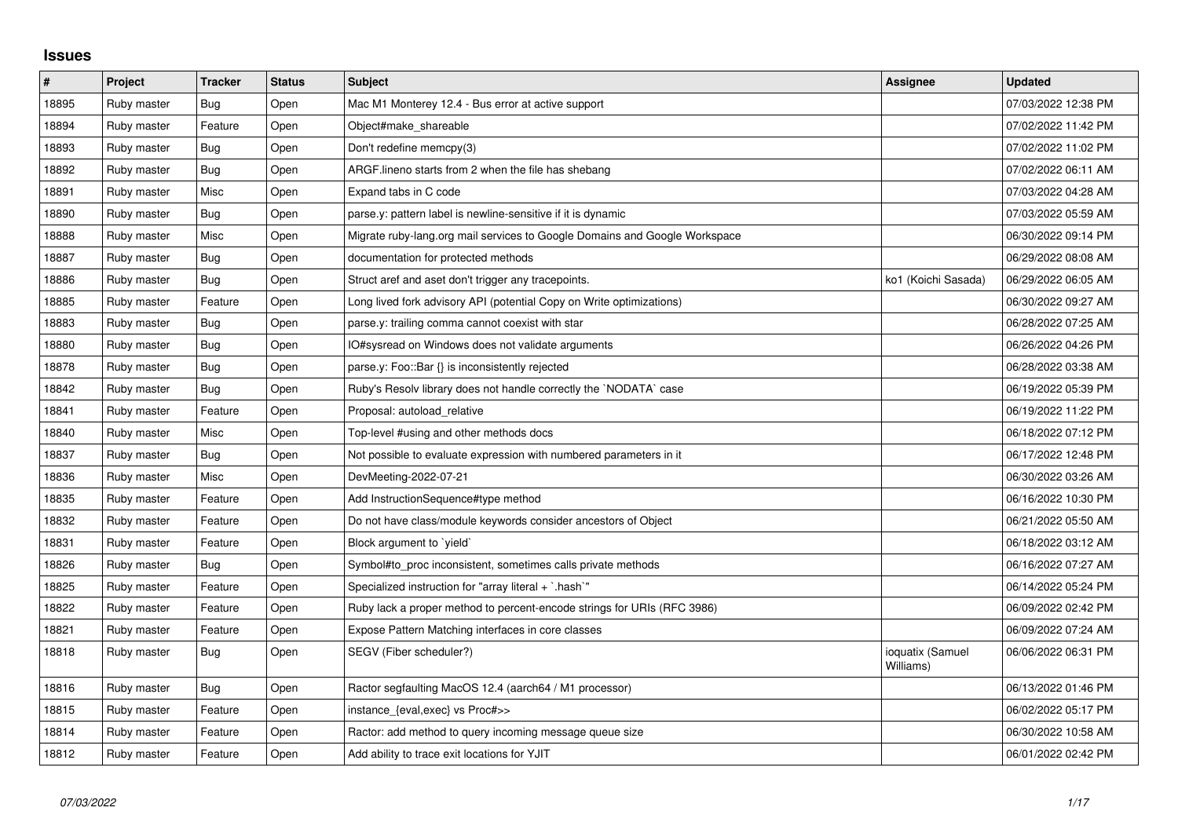## Issues

| # | Project | Tracker | Status | Subject | Assignee | Updated |
|---|---|---|---|---|---|---|
| 18895 | Ruby master | Bug | Open | Mac M1 Monterey 12.4 - Bus error at active support | | 07/03/2022 12:38 PM |
| 18894 | Ruby master | Feature | Open | Object#make_shareable | | 07/02/2022 11:42 PM |
| 18893 | Ruby master | Bug | Open | Don't redefine memcpy(3) | | 07/02/2022 11:02 PM |
| 18892 | Ruby master | Bug | Open | ARGF.lineno starts from 2 when the file has shebang | | 07/02/2022 06:11 AM |
| 18891 | Ruby master | Misc | Open | Expand tabs in C code | | 07/03/2022 04:28 AM |
| 18890 | Ruby master | Bug | Open | parse.y: pattern label is newline-sensitive if it is dynamic | | 07/03/2022 05:59 AM |
| 18888 | Ruby master | Misc | Open | Migrate ruby-lang.org mail services to Google Domains and Google Workspace | | 06/30/2022 09:14 PM |
| 18887 | Ruby master | Bug | Open | documentation for protected methods | | 06/29/2022 08:08 AM |
| 18886 | Ruby master | Bug | Open | Struct aref and aset don't trigger any tracepoints. | ko1 (Koichi Sasada) | 06/29/2022 06:05 AM |
| 18885 | Ruby master | Feature | Open | Long lived fork advisory API (potential Copy on Write optimizations) | | 06/30/2022 09:27 AM |
| 18883 | Ruby master | Bug | Open | parse.y: trailing comma cannot coexist with star | | 06/28/2022 07:25 AM |
| 18880 | Ruby master | Bug | Open | IO#sysread on Windows does not validate arguments | | 06/26/2022 04:26 PM |
| 18878 | Ruby master | Bug | Open | parse.y: Foo::Bar {} is inconsistently rejected | | 06/28/2022 03:38 AM |
| 18842 | Ruby master | Bug | Open | Ruby's Resolv library does not handle correctly the `NODATA` case | | 06/19/2022 05:39 PM |
| 18841 | Ruby master | Feature | Open | Proposal: autoload_relative | | 06/19/2022 11:22 PM |
| 18840 | Ruby master | Misc | Open | Top-level #using and other methods docs | | 06/18/2022 07:12 PM |
| 18837 | Ruby master | Bug | Open | Not possible to evaluate expression with numbered parameters in it | | 06/17/2022 12:48 PM |
| 18836 | Ruby master | Misc | Open | DevMeeting-2022-07-21 | | 06/30/2022 03:26 AM |
| 18835 | Ruby master | Feature | Open | Add InstructionSequence#type method | | 06/16/2022 10:30 PM |
| 18832 | Ruby master | Feature | Open | Do not have class/module keywords consider ancestors of Object | | 06/21/2022 05:50 AM |
| 18831 | Ruby master | Feature | Open | Block argument to `yield` | | 06/18/2022 03:12 AM |
| 18826 | Ruby master | Bug | Open | Symbol#to_proc inconsistent, sometimes calls private methods | | 06/16/2022 07:27 AM |
| 18825 | Ruby master | Feature | Open | Specialized instruction for "array literal + `.hash`" | | 06/14/2022 05:24 PM |
| 18822 | Ruby master | Feature | Open | Ruby lack a proper method to percent-encode strings for URIs (RFC 3986) | | 06/09/2022 02:42 PM |
| 18821 | Ruby master | Feature | Open | Expose Pattern Matching interfaces in core classes | | 06/09/2022 07:24 AM |
| 18818 | Ruby master | Bug | Open | SEGV (Fiber scheduler?) | ioquatix (Samuel Williams) | 06/06/2022 06:31 PM |
| 18816 | Ruby master | Bug | Open | Ractor segfaulting MacOS 12.4 (aarch64 / M1 processor) | | 06/13/2022 01:46 PM |
| 18815 | Ruby master | Feature | Open | instance_{eval,exec} vs Proc#>> | | 06/02/2022 05:17 PM |
| 18814 | Ruby master | Feature | Open | Ractor: add method to query incoming message queue size | | 06/30/2022 10:58 AM |
| 18812 | Ruby master | Feature | Open | Add ability to trace exit locations for YJIT | | 06/01/2022 02:42 PM |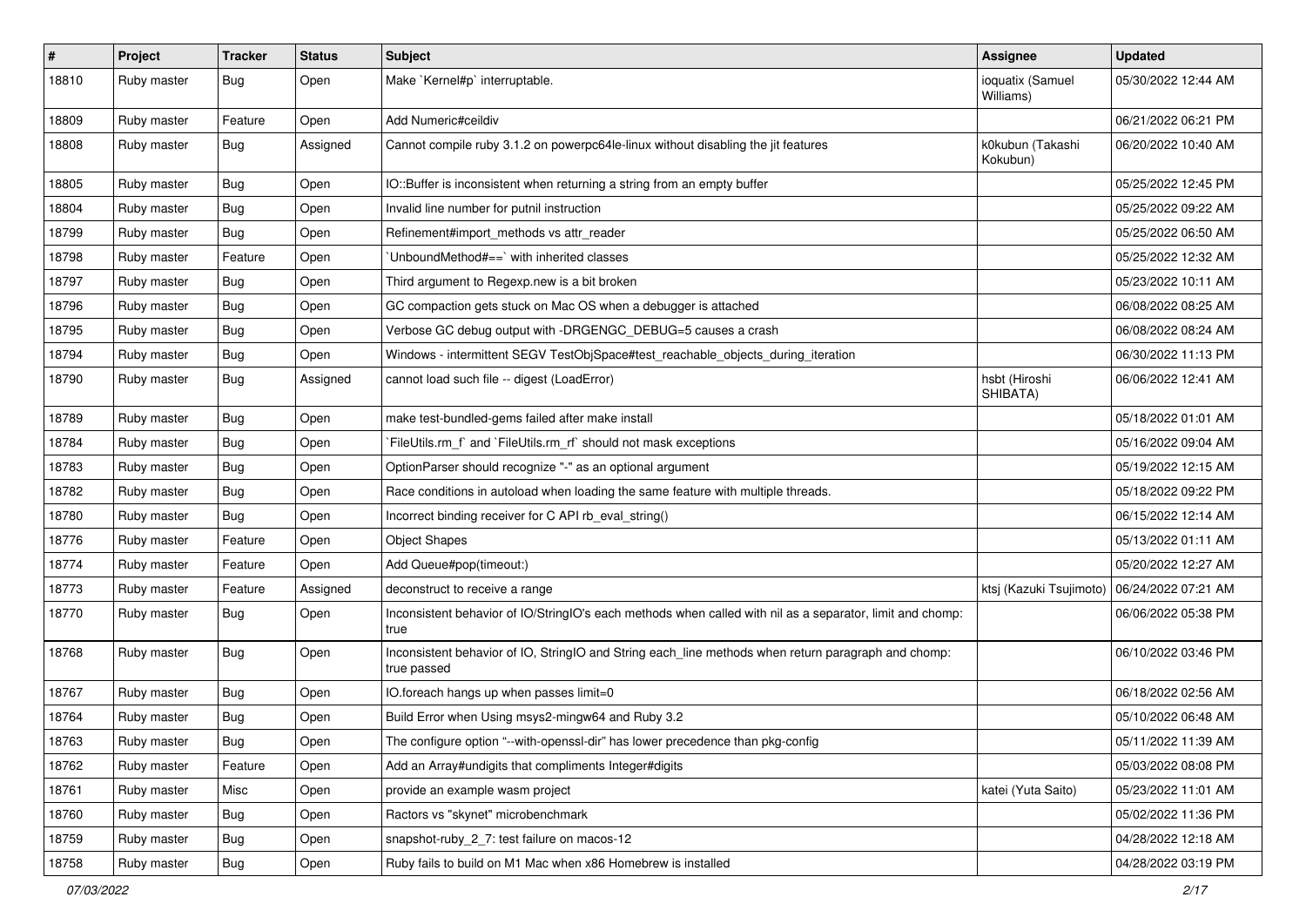| # | Project | Tracker | Status | Subject | Assignee | Updated |
|---|---|---|---|---|---|---|
| 18810 | Ruby master | Bug | Open | Make `Kernel#p` interruptable. | ioquatix (Samuel Williams) | 05/30/2022 12:44 AM |
| 18809 | Ruby master | Feature | Open | Add Numeric#ceildiv | | 06/21/2022 06:21 PM |
| 18808 | Ruby master | Bug | Assigned | Cannot compile ruby 3.1.2 on powerpc64le-linux without disabling the jit features | k0kubun (Takashi Kokubun) | 06/20/2022 10:40 AM |
| 18805 | Ruby master | Bug | Open | IO::Buffer is inconsistent when returning a string from an empty buffer | | 05/25/2022 12:45 PM |
| 18804 | Ruby master | Bug | Open | Invalid line number for putnil instruction | | 05/25/2022 09:22 AM |
| 18799 | Ruby master | Bug | Open | Refinement#import_methods vs attr_reader | | 05/25/2022 06:50 AM |
| 18798 | Ruby master | Feature | Open | `UnboundMethod#==` with inherited classes | | 05/25/2022 12:32 AM |
| 18797 | Ruby master | Bug | Open | Third argument to Regexp.new is a bit broken | | 05/23/2022 10:11 AM |
| 18796 | Ruby master | Bug | Open | GC compaction gets stuck on Mac OS when a debugger is attached | | 06/08/2022 08:25 AM |
| 18795 | Ruby master | Bug | Open | Verbose GC debug output with -DRGENGC_DEBUG=5 causes a crash | | 06/08/2022 08:24 AM |
| 18794 | Ruby master | Bug | Open | Windows - intermittent SEGV TestObjSpace#test_reachable_objects_during_iteration | | 06/30/2022 11:13 PM |
| 18790 | Ruby master | Bug | Assigned | cannot load such file -- digest (LoadError) | hsbt (Hiroshi SHIBATA) | 06/06/2022 12:41 AM |
| 18789 | Ruby master | Bug | Open | make test-bundled-gems failed after make install | | 05/18/2022 01:01 AM |
| 18784 | Ruby master | Bug | Open | `FileUtils.rm_f` and `FileUtils.rm_rf` should not mask exceptions | | 05/16/2022 09:04 AM |
| 18783 | Ruby master | Bug | Open | OptionParser should recognize "-" as an optional argument | | 05/19/2022 12:15 AM |
| 18782 | Ruby master | Bug | Open | Race conditions in autoload when loading the same feature with multiple threads. | | 05/18/2022 09:22 PM |
| 18780 | Ruby master | Bug | Open | Incorrect binding receiver for C API rb_eval_string() | | 06/15/2022 12:14 AM |
| 18776 | Ruby master | Feature | Open | Object Shapes | | 05/13/2022 01:11 AM |
| 18774 | Ruby master | Feature | Open | Add Queue#pop(timeout:) | | 05/20/2022 12:27 AM |
| 18773 | Ruby master | Feature | Assigned | deconstruct to receive a range | ktsj (Kazuki Tsujimoto) | 06/24/2022 07:21 AM |
| 18770 | Ruby master | Bug | Open | Inconsistent behavior of IO/StringIO's each methods when called with nil as a separator, limit and chomp: true | | 06/06/2022 05:38 PM |
| 18768 | Ruby master | Bug | Open | Inconsistent behavior of IO, StringIO and String each_line methods when return paragraph and chomp: true passed | | 06/10/2022 03:46 PM |
| 18767 | Ruby master | Bug | Open | IO.foreach hangs up when passes limit=0 | | 06/18/2022 02:56 AM |
| 18764 | Ruby master | Bug | Open | Build Error when Using msys2-mingw64 and Ruby 3.2 | | 05/10/2022 06:48 AM |
| 18763 | Ruby master | Bug | Open | The configure option "--with-openssl-dir" has lower precedence than pkg-config | | 05/11/2022 11:39 AM |
| 18762 | Ruby master | Feature | Open | Add an Array#undigits that compliments Integer#digits | | 05/03/2022 08:08 PM |
| 18761 | Ruby master | Misc | Open | provide an example wasm project | katei (Yuta Saito) | 05/23/2022 11:01 AM |
| 18760 | Ruby master | Bug | Open | Ractors vs "skynet" microbenchmark | | 05/02/2022 11:36 PM |
| 18759 | Ruby master | Bug | Open | snapshot-ruby_2_7: test failure on macos-12 | | 04/28/2022 12:18 AM |
| 18758 | Ruby master | Bug | Open | Ruby fails to build on M1 Mac when x86 Homebrew is installed | | 04/28/2022 03:19 PM |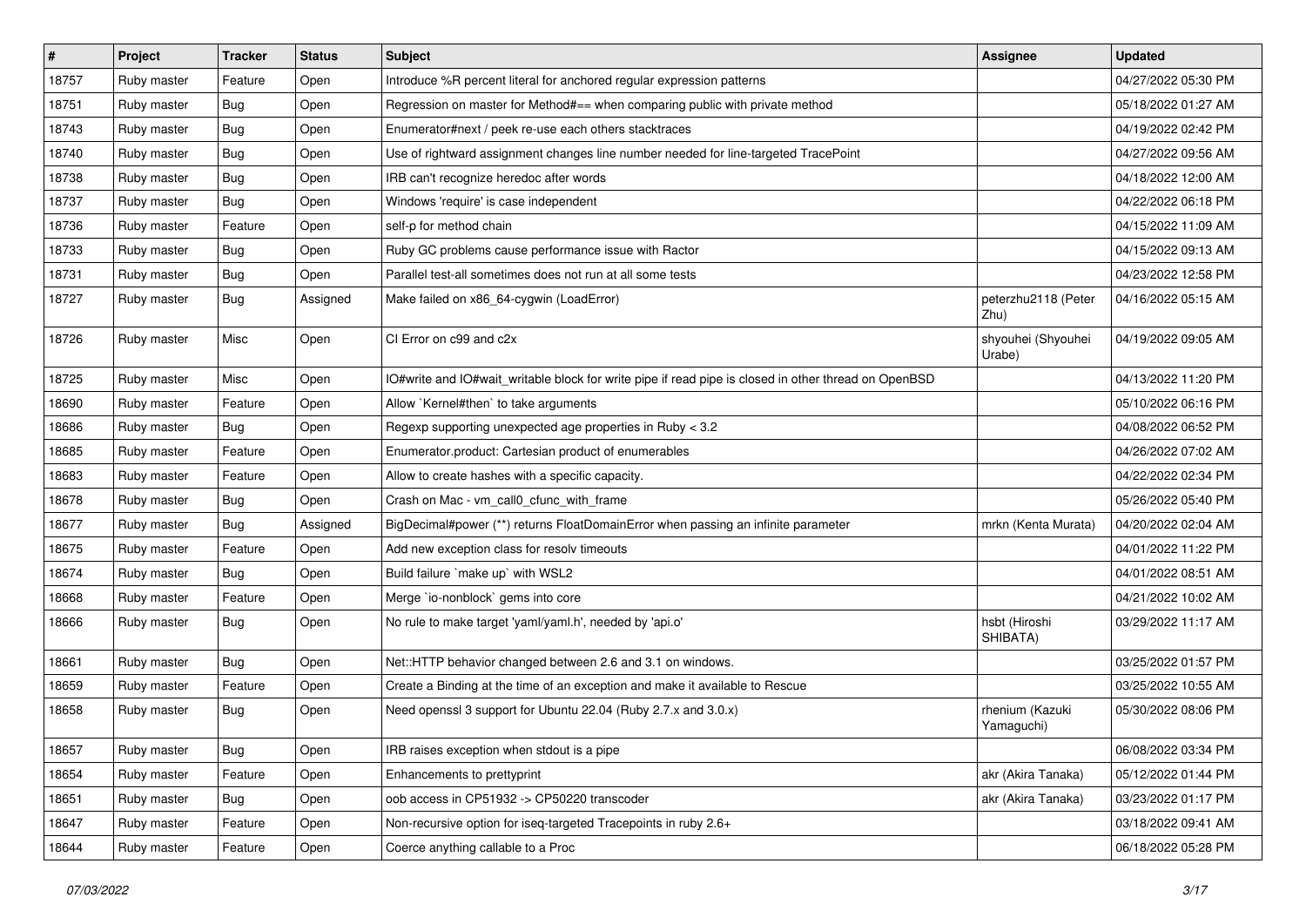| # | Project | Tracker | Status | Subject | Assignee | Updated |
|---|---|---|---|---|---|---|
| 18757 | Ruby master | Feature | Open | Introduce %R percent literal for anchored regular expression patterns | | 04/27/2022 05:30 PM |
| 18751 | Ruby master | Bug | Open | Regression on master for Method#== when comparing public with private method | | 05/18/2022 01:27 AM |
| 18743 | Ruby master | Bug | Open | Enumerator#next / peek re-use each others stacktraces | | 04/19/2022 02:42 PM |
| 18740 | Ruby master | Bug | Open | Use of rightward assignment changes line number needed for line-targeted TracePoint | | 04/27/2022 09:56 AM |
| 18738 | Ruby master | Bug | Open | IRB can't recognize heredoc after words | | 04/18/2022 12:00 AM |
| 18737 | Ruby master | Bug | Open | Windows 'require' is case independent | | 04/22/2022 06:18 PM |
| 18736 | Ruby master | Feature | Open | self-p for method chain | | 04/15/2022 11:09 AM |
| 18733 | Ruby master | Bug | Open | Ruby GC problems cause performance issue with Ractor | | 04/15/2022 09:13 AM |
| 18731 | Ruby master | Bug | Open | Parallel test-all sometimes does not run at all some tests | | 04/23/2022 12:58 PM |
| 18727 | Ruby master | Bug | Assigned | Make failed on x86_64-cygwin (LoadError) | peterzhu2118 (Peter Zhu) | 04/16/2022 05:15 AM |
| 18726 | Ruby master | Misc | Open | CI Error on c99 and c2x | shyouhei (Shyouhei Urabe) | 04/19/2022 09:05 AM |
| 18725 | Ruby master | Misc | Open | IO#write and IO#wait_writable block for write pipe if read pipe is closed in other thread on OpenBSD | | 04/13/2022 11:20 PM |
| 18690 | Ruby master | Feature | Open | Allow `Kernel#then` to take arguments | | 05/10/2022 06:16 PM |
| 18686 | Ruby master | Bug | Open | Regexp supporting unexpected age properties in Ruby < 3.2 | | 04/08/2022 06:52 PM |
| 18685 | Ruby master | Feature | Open | Enumerator.product: Cartesian product of enumerables | | 04/26/2022 07:02 AM |
| 18683 | Ruby master | Feature | Open | Allow to create hashes with a specific capacity. | | 04/22/2022 02:34 PM |
| 18678 | Ruby master | Bug | Open | Crash on Mac - vm_call0_cfunc_with_frame | | 05/26/2022 05:40 PM |
| 18677 | Ruby master | Bug | Assigned | BigDecimal#power (**) returns FloatDomainError when passing an infinite parameter | mrkn (Kenta Murata) | 04/20/2022 02:04 AM |
| 18675 | Ruby master | Feature | Open | Add new exception class for resolv timeouts | | 04/01/2022 11:22 PM |
| 18674 | Ruby master | Bug | Open | Build failure `make up` with WSL2 | | 04/01/2022 08:51 AM |
| 18668 | Ruby master | Feature | Open | Merge `io-nonblock` gems into core | | 04/21/2022 10:02 AM |
| 18666 | Ruby master | Bug | Open | No rule to make target 'yaml/yaml.h', needed by 'api.o' | hsbt (Hiroshi SHIBATA) | 03/29/2022 11:17 AM |
| 18661 | Ruby master | Bug | Open | Net::HTTP behavior changed between 2.6 and 3.1 on windows. | | 03/25/2022 01:57 PM |
| 18659 | Ruby master | Feature | Open | Create a Binding at the time of an exception and make it available to Rescue | | 03/25/2022 10:55 AM |
| 18658 | Ruby master | Bug | Open | Need openssl 3 support for Ubuntu 22.04 (Ruby 2.7.x and 3.0.x) | rhenium (Kazuki Yamaguchi) | 05/30/2022 08:06 PM |
| 18657 | Ruby master | Bug | Open | IRB raises exception when stdout is a pipe | | 06/08/2022 03:34 PM |
| 18654 | Ruby master | Feature | Open | Enhancements to prettyprint | akr (Akira Tanaka) | 05/12/2022 01:44 PM |
| 18651 | Ruby master | Bug | Open | oob access in CP51932 -> CP50220 transcoder | akr (Akira Tanaka) | 03/23/2022 01:17 PM |
| 18647 | Ruby master | Feature | Open | Non-recursive option for iseq-targeted Tracepoints in ruby 2.6+ | | 03/18/2022 09:41 AM |
| 18644 | Ruby master | Feature | Open | Coerce anything callable to a Proc | | 06/18/2022 05:28 PM |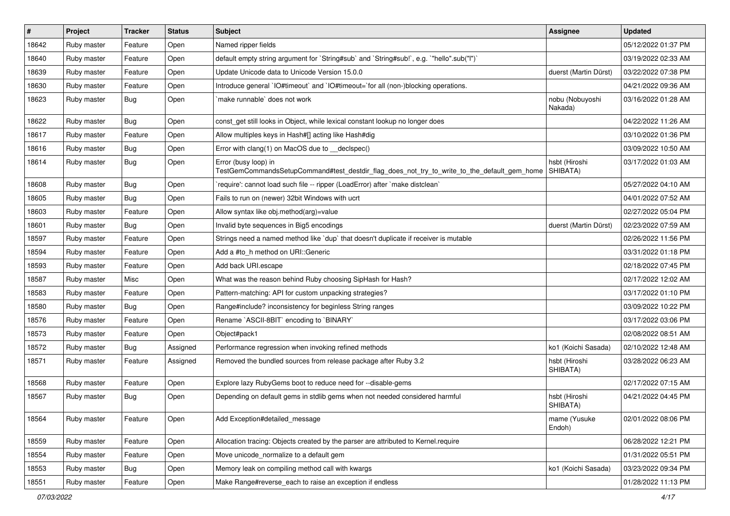| # | Project | Tracker | Status | Subject | Assignee | Updated |
|---|---|---|---|---|---|---|
| 18642 | Ruby master | Feature | Open | Named ripper fields | | 05/12/2022 01:37 PM |
| 18640 | Ruby master | Feature | Open | default empty string argument for `String#sub` and `String#sub!`, e.g. `"hello".sub("l")` | | 03/19/2022 02:33 AM |
| 18639 | Ruby master | Feature | Open | Update Unicode data to Unicode Version 15.0.0 | duerst (Martin Dürst) | 03/22/2022 07:38 PM |
| 18630 | Ruby master | Feature | Open | Introduce general `IO#timeout` and `IO#timeout=`for all (non-)blocking operations. | | 04/21/2022 09:36 AM |
| 18623 | Ruby master | Bug | Open | `make runnable` does not work | nobu (Nobuyoshi Nakada) | 03/16/2022 01:28 AM |
| 18622 | Ruby master | Bug | Open | const_get still looks in Object, while lexical constant lookup no longer does | | 04/22/2022 11:26 AM |
| 18617 | Ruby master | Feature | Open | Allow multiples keys in Hash#[] acting like Hash#dig | | 03/10/2022 01:36 PM |
| 18616 | Ruby master | Bug | Open | Error with clang(1) on MacOS due to __declspec() | | 03/09/2022 10:50 AM |
| 18614 | Ruby master | Bug | Open | Error (busy loop) in TestGemCommandsSetupCommand#test_destdir_flag_does_not_try_to_write_to_the_default_gem_home | hsbt (Hiroshi SHIBATA) | 03/17/2022 01:03 AM |
| 18608 | Ruby master | Bug | Open | `require': cannot load such file -- ripper (LoadError) after `make distclean` | | 05/27/2022 04:10 AM |
| 18605 | Ruby master | Bug | Open | Fails to run on (newer) 32bit Windows with ucrt | | 04/01/2022 07:52 AM |
| 18603 | Ruby master | Feature | Open | Allow syntax like obj.method(arg)=value | | 02/27/2022 05:04 PM |
| 18601 | Ruby master | Bug | Open | Invalid byte sequences in Big5 encodings | duerst (Martin Dürst) | 02/23/2022 07:59 AM |
| 18597 | Ruby master | Feature | Open | Strings need a named method like `dup` that doesn't duplicate if receiver is mutable | | 02/26/2022 11:56 PM |
| 18594 | Ruby master | Feature | Open | Add a #to_h method on URI::Generic | | 03/31/2022 01:18 PM |
| 18593 | Ruby master | Feature | Open | Add back URI.escape | | 02/18/2022 07:45 PM |
| 18587 | Ruby master | Misc | Open | What was the reason behind Ruby choosing SipHash for Hash? | | 02/17/2022 12:02 AM |
| 18583 | Ruby master | Feature | Open | Pattern-matching: API for custom unpacking strategies? | | 03/17/2022 01:10 PM |
| 18580 | Ruby master | Bug | Open | Range#include? inconsistency for beginless String ranges | | 03/09/2022 10:22 PM |
| 18576 | Ruby master | Feature | Open | Rename `ASCII-8BIT` encoding to `BINARY` | | 03/17/2022 03:06 PM |
| 18573 | Ruby master | Feature | Open | Object#pack1 | | 02/08/2022 08:51 AM |
| 18572 | Ruby master | Bug | Assigned | Performance regression when invoking refined methods | ko1 (Koichi Sasada) | 02/10/2022 12:48 AM |
| 18571 | Ruby master | Feature | Assigned | Removed the bundled sources from release package after Ruby 3.2 | hsbt (Hiroshi SHIBATA) | 03/28/2022 06:23 AM |
| 18568 | Ruby master | Feature | Open | Explore lazy RubyGems boot to reduce need for --disable-gems | | 02/17/2022 07:15 AM |
| 18567 | Ruby master | Bug | Open | Depending on default gems in stdlib gems when not needed considered harmful | hsbt (Hiroshi SHIBATA) | 04/21/2022 04:45 PM |
| 18564 | Ruby master | Feature | Open | Add Exception#detailed_message | mame (Yusuke Endoh) | 02/01/2022 08:06 PM |
| 18559 | Ruby master | Feature | Open | Allocation tracing: Objects created by the parser are attributed to Kernel.require | | 06/28/2022 12:21 PM |
| 18554 | Ruby master | Feature | Open | Move unicode_normalize to a default gem | | 01/31/2022 05:51 PM |
| 18553 | Ruby master | Bug | Open | Memory leak on compiling method call with kwargs | ko1 (Koichi Sasada) | 03/23/2022 09:34 PM |
| 18551 | Ruby master | Feature | Open | Make Range#reverse_each to raise an exception if endless | | 01/28/2022 11:13 PM |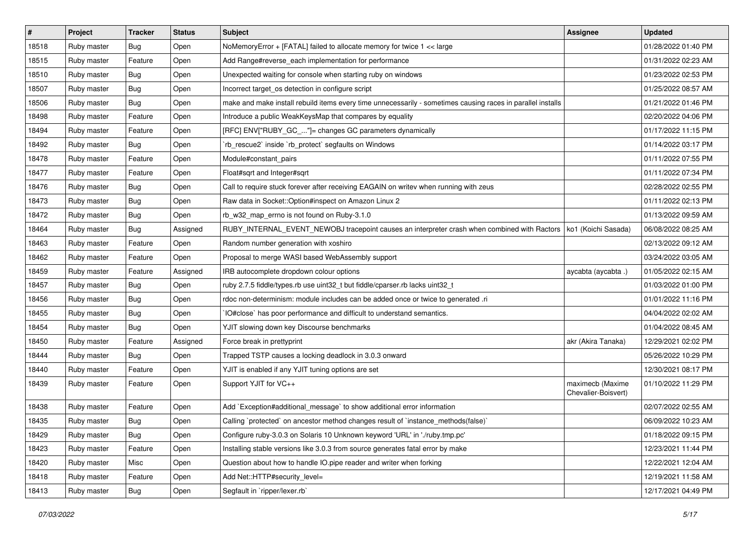| # | Project | Tracker | Status | Subject | Assignee | Updated |
|---|---|---|---|---|---|---|
| 18518 | Ruby master | Bug | Open | NoMemoryError + [FATAL] failed to allocate memory for twice 1 << large | | 01/28/2022 01:40 PM |
| 18515 | Ruby master | Feature | Open | Add Range#reverse_each implementation for performance | | 01/31/2022 02:23 AM |
| 18510 | Ruby master | Bug | Open | Unexpected waiting for console when starting ruby on windows | | 01/23/2022 02:53 PM |
| 18507 | Ruby master | Bug | Open | Incorrect target_os detection in configure script | | 01/25/2022 08:57 AM |
| 18506 | Ruby master | Bug | Open | make and make install rebuild items every time unnecessarily - sometimes causing races in parallel installs | | 01/21/2022 01:46 PM |
| 18498 | Ruby master | Feature | Open | Introduce a public WeakKeysMap that compares by equality | | 02/20/2022 04:06 PM |
| 18494 | Ruby master | Feature | Open | [RFC] ENV["RUBY_GC_..."]= changes GC parameters dynamically | | 01/17/2022 11:15 PM |
| 18492 | Ruby master | Bug | Open | `rb_rescue2` inside `rb_protect` segfaults on Windows | | 01/14/2022 03:17 PM |
| 18478 | Ruby master | Feature | Open | Module#constant_pairs | | 01/11/2022 07:55 PM |
| 18477 | Ruby master | Feature | Open | Float#sqrt and Integer#sqrt | | 01/11/2022 07:34 PM |
| 18476 | Ruby master | Bug | Open | Call to require stuck forever after receiving EAGAIN on writev when running with zeus | | 02/28/2022 02:55 PM |
| 18473 | Ruby master | Bug | Open | Raw data in Socket::Option#inspect on Amazon Linux 2 | | 01/11/2022 02:13 PM |
| 18472 | Ruby master | Bug | Open | rb_w32_map_errno is not found on Ruby-3.1.0 | | 01/13/2022 09:59 AM |
| 18464 | Ruby master | Bug | Assigned | RUBY_INTERNAL_EVENT_NEWOBJ tracepoint causes an interpreter crash when combined with Ractors | ko1 (Koichi Sasada) | 06/08/2022 08:25 AM |
| 18463 | Ruby master | Feature | Open | Random number generation with xoshiro | | 02/13/2022 09:12 AM |
| 18462 | Ruby master | Feature | Open | Proposal to merge WASI based WebAssembly support | | 03/24/2022 03:05 AM |
| 18459 | Ruby master | Feature | Assigned | IRB autocomplete dropdown colour options | aycabta (aycabta .) | 01/05/2022 02:15 AM |
| 18457 | Ruby master | Bug | Open | ruby 2.7.5 fiddle/types.rb use uint32_t but fiddle/cparser.rb lacks uint32_t | | 01/03/2022 01:00 PM |
| 18456 | Ruby master | Bug | Open | rdoc non-determinism: module includes can be added once or twice to generated .ri | | 01/01/2022 11:16 PM |
| 18455 | Ruby master | Bug | Open | `IO#close` has poor performance and difficult to understand semantics. | | 04/04/2022 02:02 AM |
| 18454 | Ruby master | Bug | Open | YJIT slowing down key Discourse benchmarks | | 01/04/2022 08:45 AM |
| 18450 | Ruby master | Feature | Assigned | Force break in prettyprint | akr (Akira Tanaka) | 12/29/2021 02:02 PM |
| 18444 | Ruby master | Bug | Open | Trapped TSTP causes a locking deadlock in 3.0.3 onward | | 05/26/2022 10:29 PM |
| 18440 | Ruby master | Feature | Open | YJIT is enabled if any YJIT tuning options are set | | 12/30/2021 08:17 PM |
| 18439 | Ruby master | Feature | Open | Support YJIT for VC++ | maximecb (Maxime Chevalier-Boisvert) | 01/10/2022 11:29 PM |
| 18438 | Ruby master | Feature | Open | Add `Exception#additional_message` to show additional error information | | 02/07/2022 02:55 AM |
| 18435 | Ruby master | Bug | Open | Calling `protected` on ancestor method changes result of `instance_methods(false)` | | 06/09/2022 10:23 AM |
| 18429 | Ruby master | Bug | Open | Configure ruby-3.0.3 on Solaris 10 Unknown keyword 'URL' in './ruby.tmp.pc' | | 01/18/2022 09:15 PM |
| 18423 | Ruby master | Feature | Open | Installing stable versions like 3.0.3 from source generates fatal error by make | | 12/23/2021 11:44 PM |
| 18420 | Ruby master | Misc | Open | Question about how to handle IO.pipe reader and writer when forking | | 12/22/2021 12:04 AM |
| 18418 | Ruby master | Feature | Open | Add Net::HTTP#security_level= | | 12/19/2021 11:58 AM |
| 18413 | Ruby master | Bug | Open | Segfault in `ripper/lexer.rb` | | 12/17/2021 04:49 PM |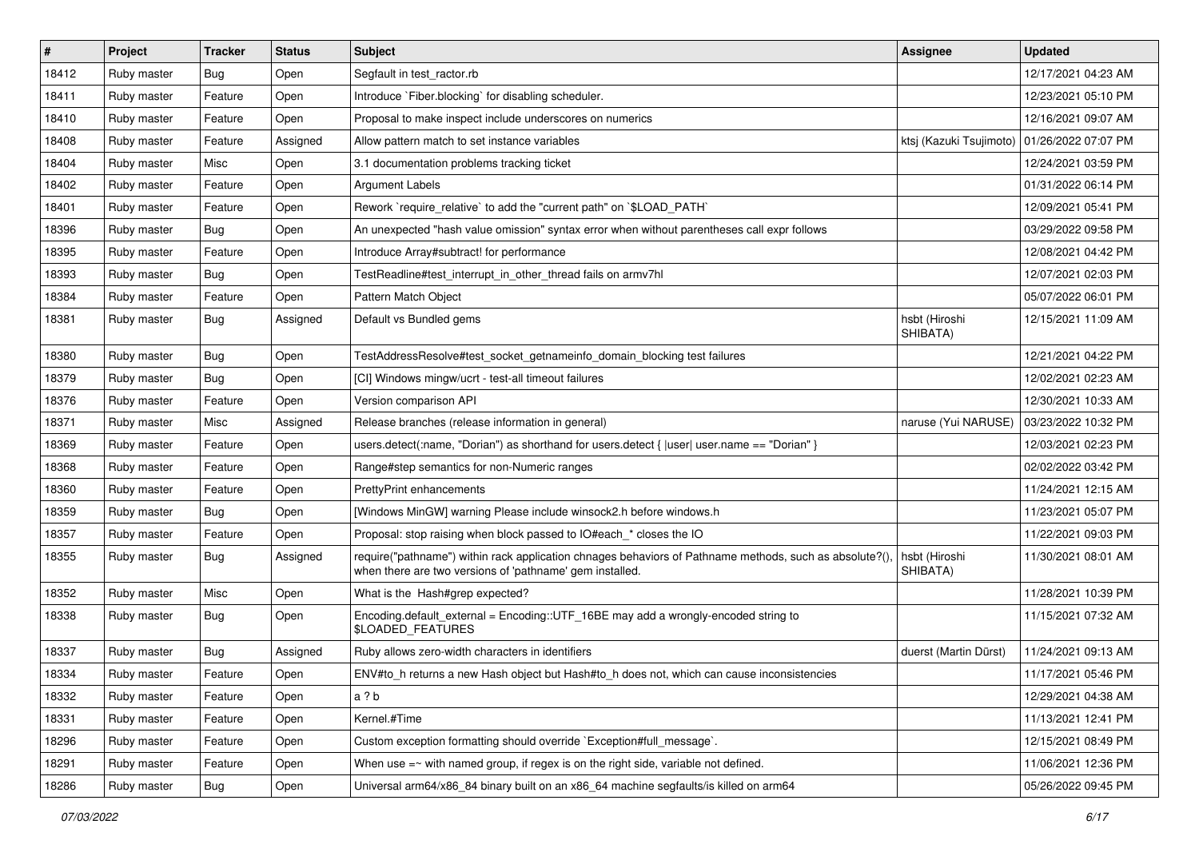| # | Project | Tracker | Status | Subject | Assignee | Updated |
|---|---|---|---|---|---|---|
| 18412 | Ruby master | Bug | Open | Segfault in test_ractor.rb | | 12/17/2021 04:23 AM |
| 18411 | Ruby master | Feature | Open | Introduce `Fiber.blocking` for disabling scheduler. | | 12/23/2021 05:10 PM |
| 18410 | Ruby master | Feature | Open | Proposal to make inspect include underscores on numerics | | 12/16/2021 09:07 AM |
| 18408 | Ruby master | Feature | Assigned | Allow pattern match to set instance variables | ktsj (Kazuki Tsujimoto) | 01/26/2022 07:07 PM |
| 18404 | Ruby master | Misc | Open | 3.1 documentation problems tracking ticket | | 12/24/2021 03:59 PM |
| 18402 | Ruby master | Feature | Open | Argument Labels | | 01/31/2022 06:14 PM |
| 18401 | Ruby master | Feature | Open | Rework `require_relative` to add the "current path" on `$LOAD_PATH` | | 12/09/2021 05:41 PM |
| 18396 | Ruby master | Bug | Open | An unexpected "hash value omission" syntax error when without parentheses call expr follows | | 03/29/2022 09:58 PM |
| 18395 | Ruby master | Feature | Open | Introduce Array#subtract! for performance | | 12/08/2021 04:42 PM |
| 18393 | Ruby master | Bug | Open | TestReadline#test_interrupt_in_other_thread fails on armv7hl | | 12/07/2021 02:03 PM |
| 18384 | Ruby master | Feature | Open | Pattern Match Object | | 05/07/2022 06:01 PM |
| 18381 | Ruby master | Bug | Assigned | Default vs Bundled gems | hsbt (Hiroshi SHIBATA) | 12/15/2021 11:09 AM |
| 18380 | Ruby master | Bug | Open | TestAddressResolve#test_socket_getnameinfo_domain_blocking test failures | | 12/21/2021 04:22 PM |
| 18379 | Ruby master | Bug | Open | [CI] Windows mingw/ucrt - test-all timeout failures | | 12/02/2021 02:23 AM |
| 18376 | Ruby master | Feature | Open | Version comparison API | | 12/30/2021 10:33 AM |
| 18371 | Ruby master | Misc | Assigned | Release branches (release information in general) | naruse (Yui NARUSE) | 03/23/2022 10:32 PM |
| 18369 | Ruby master | Feature | Open | users.detect(:name, "Dorian") as shorthand for users.detect { \|user\| user.name == "Dorian" } | | 12/03/2021 02:23 PM |
| 18368 | Ruby master | Feature | Open | Range#step semantics for non-Numeric ranges | | 02/02/2022 03:42 PM |
| 18360 | Ruby master | Feature | Open | PrettyPrint enhancements | | 11/24/2021 12:15 AM |
| 18359 | Ruby master | Bug | Open | [Windows MinGW] warning Please include winsock2.h before windows.h | | 11/23/2021 05:07 PM |
| 18357 | Ruby master | Feature | Open | Proposal: stop raising when block passed to IO#each_* closes the IO | | 11/22/2021 09:03 PM |
| 18355 | Ruby master | Bug | Assigned | require("pathname") within rack application chnages behaviors of Pathname methods, such as absolute?(), when there are two versions of 'pathname' gem installed. | hsbt (Hiroshi SHIBATA) | 11/30/2021 08:01 AM |
| 18352 | Ruby master | Misc | Open | What is the Hash#grep expected? | | 11/28/2021 10:39 PM |
| 18338 | Ruby master | Bug | Open | Encoding.default_external = Encoding::UTF_16BE may add a wrongly-encoded string to $LOADED_FEATURES | | 11/15/2021 07:32 AM |
| 18337 | Ruby master | Bug | Assigned | Ruby allows zero-width characters in identifiers | duerst (Martin Dürst) | 11/24/2021 09:13 AM |
| 18334 | Ruby master | Feature | Open | ENV#to_h returns a new Hash object but Hash#to_h does not, which can cause inconsistencies | | 11/17/2021 05:46 PM |
| 18332 | Ruby master | Feature | Open | a ? b | | 12/29/2021 04:38 AM |
| 18331 | Ruby master | Feature | Open | Kernel.#Time | | 11/13/2021 12:41 PM |
| 18296 | Ruby master | Feature | Open | Custom exception formatting should override `Exception#full_message`. | | 12/15/2021 08:49 PM |
| 18291 | Ruby master | Feature | Open | When use =~ with named group, if regex is on the right side, variable not defined. | | 11/06/2021 12:36 PM |
| 18286 | Ruby master | Bug | Open | Universal arm64/x86_84 binary built on an x86_64 machine segfaults/is killed on arm64 | | 05/26/2022 09:45 PM |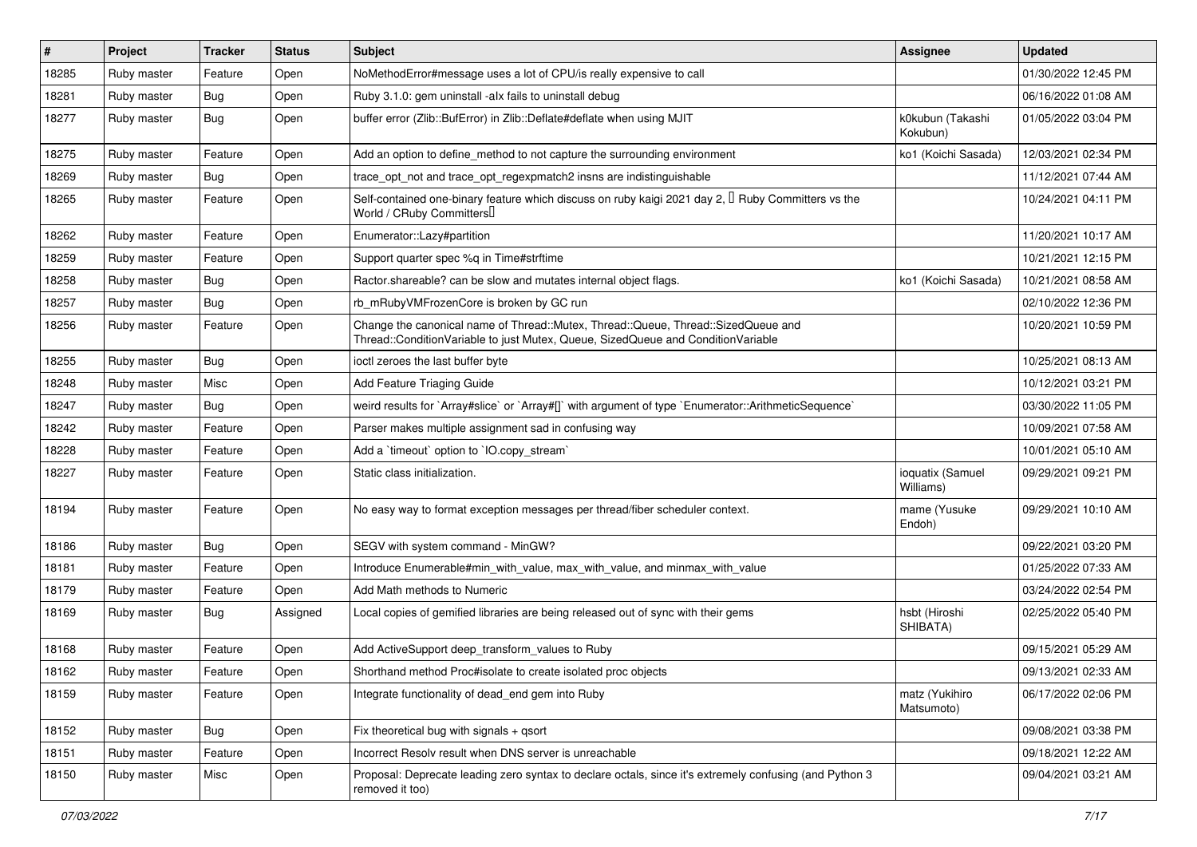| # | Project | Tracker | Status | Subject | Assignee | Updated |
|---|---|---|---|---|---|---|
| 18285 | Ruby master | Feature | Open | NoMethodError#message uses a lot of CPU/is really expensive to call | | 01/30/2022 12:45 PM |
| 18281 | Ruby master | Bug | Open | Ruby 3.1.0: gem uninstall -alx fails to uninstall debug | | 06/16/2022 01:08 AM |
| 18277 | Ruby master | Bug | Open | buffer error (Zlib::BufError) in Zlib::Deflate#deflate when using MJIT | k0kubun (Takashi Kokubun) | 01/05/2022 03:04 PM |
| 18275 | Ruby master | Feature | Open | Add an option to define_method to not capture the surrounding environment | ko1 (Koichi Sasada) | 12/03/2021 02:34 PM |
| 18269 | Ruby master | Bug | Open | trace_opt_not and trace_opt_regexpmatch2 insns are indistinguishable | | 11/12/2021 07:44 AM |
| 18265 | Ruby master | Feature | Open | Self-contained one-binary feature which discuss on ruby kaigi 2021 day 2, 【Ruby Committers vs the World / CRuby Committers】 | | 10/24/2021 04:11 PM |
| 18262 | Ruby master | Feature | Open | Enumerator::Lazy#partition | | 11/20/2021 10:17 AM |
| 18259 | Ruby master | Feature | Open | Support quarter spec %q in Time#strftime | | 10/21/2021 12:15 PM |
| 18258 | Ruby master | Bug | Open | Ractor.shareable? can be slow and mutates internal object flags. | ko1 (Koichi Sasada) | 10/21/2021 08:58 AM |
| 18257 | Ruby master | Bug | Open | rb_mRubyVMFrozenCore is broken by GC run | | 02/10/2022 12:36 PM |
| 18256 | Ruby master | Feature | Open | Change the canonical name of Thread::Mutex, Thread::Queue, Thread::SizedQueue and Thread::ConditionVariable to just Mutex, Queue, SizedQueue and ConditionVariable | | 10/20/2021 10:59 PM |
| 18255 | Ruby master | Bug | Open | ioctl zeroes the last buffer byte | | 10/25/2021 08:13 AM |
| 18248 | Ruby master | Misc | Open | Add Feature Triaging Guide | | 10/12/2021 03:21 PM |
| 18247 | Ruby master | Bug | Open | weird results for `Array#slice` or `Array#[]` with argument of type `Enumerator::ArithmeticSequence` | | 03/30/2022 11:05 PM |
| 18242 | Ruby master | Feature | Open | Parser makes multiple assignment sad in confusing way | | 10/09/2021 07:58 AM |
| 18228 | Ruby master | Feature | Open | Add a `timeout` option to `IO.copy_stream` | | 10/01/2021 05:10 AM |
| 18227 | Ruby master | Feature | Open | Static class initialization. | ioquatix (Samuel Williams) | 09/29/2021 09:21 PM |
| 18194 | Ruby master | Feature | Open | No easy way to format exception messages per thread/fiber scheduler context. | mame (Yusuke Endoh) | 09/29/2021 10:10 AM |
| 18186 | Ruby master | Bug | Open | SEGV with system command - MinGW? | | 09/22/2021 03:20 PM |
| 18181 | Ruby master | Feature | Open | Introduce Enumerable#min_with_value, max_with_value, and minmax_with_value | | 01/25/2022 07:33 AM |
| 18179 | Ruby master | Feature | Open | Add Math methods to Numeric | | 03/24/2022 02:54 PM |
| 18169 | Ruby master | Bug | Assigned | Local copies of gemified libraries are being released out of sync with their gems | hsbt (Hiroshi SHIBATA) | 02/25/2022 05:40 PM |
| 18168 | Ruby master | Feature | Open | Add ActiveSupport deep_transform_values to Ruby | | 09/15/2021 05:29 AM |
| 18162 | Ruby master | Feature | Open | Shorthand method Proc#isolate to create isolated proc objects | | 09/13/2021 02:33 AM |
| 18159 | Ruby master | Feature | Open | Integrate functionality of dead_end gem into Ruby | matz (Yukihiro Matsumoto) | 06/17/2022 02:06 PM |
| 18152 | Ruby master | Bug | Open | Fix theoretical bug with signals + qsort | | 09/08/2021 03:38 PM |
| 18151 | Ruby master | Feature | Open | Incorrect Resolv result when DNS server is unreachable | | 09/18/2021 12:22 AM |
| 18150 | Ruby master | Misc | Open | Proposal: Deprecate leading zero syntax to declare octals, since it's extremely confusing (and Python 3 removed it too) | | 09/04/2021 03:21 AM |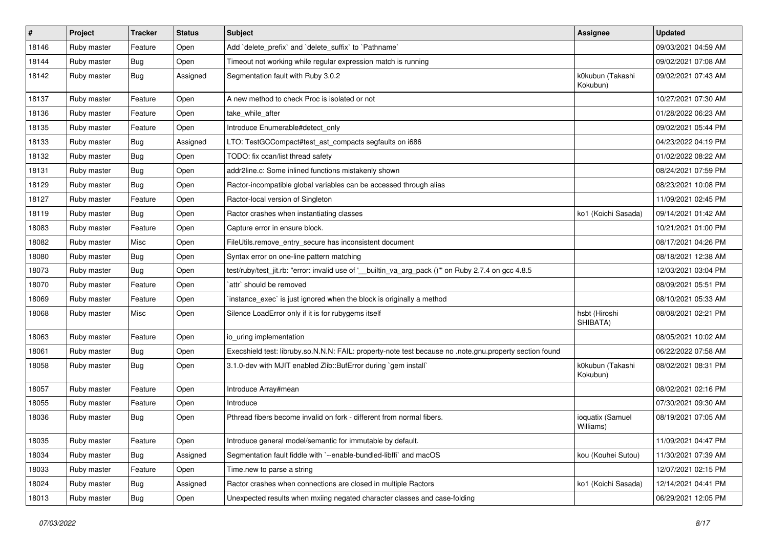| # | Project | Tracker | Status | Subject | Assignee | Updated |
|---|---|---|---|---|---|---|
| 18146 | Ruby master | Feature | Open | Add `delete_prefix` and `delete_suffix` to `Pathname` | | 09/03/2021 04:59 AM |
| 18144 | Ruby master | Bug | Open | Timeout not working while regular expression match is running | | 09/02/2021 07:08 AM |
| 18142 | Ruby master | Bug | Assigned | Segmentation fault with Ruby 3.0.2 | k0kubun (Takashi Kokubun) | 09/02/2021 07:43 AM |
| 18137 | Ruby master | Feature | Open | A new method to check Proc is isolated or not | | 10/27/2021 07:30 AM |
| 18136 | Ruby master | Feature | Open | take_while_after | | 01/28/2022 06:23 AM |
| 18135 | Ruby master | Feature | Open | Introduce Enumerable#detect_only | | 09/02/2021 05:44 PM |
| 18133 | Ruby master | Bug | Assigned | LTO: TestGCCompact#test_ast_compacts segfaults on i686 | | 04/23/2022 04:19 PM |
| 18132 | Ruby master | Bug | Open | TODO: fix ccan/list thread safety | | 01/02/2022 08:22 AM |
| 18131 | Ruby master | Bug | Open | addr2line.c: Some inlined functions mistakenly shown | | 08/24/2021 07:59 PM |
| 18129 | Ruby master | Bug | Open | Ractor-incompatible global variables can be accessed through alias | | 08/23/2021 10:08 PM |
| 18127 | Ruby master | Feature | Open | Ractor-local version of Singleton | | 11/09/2021 02:45 PM |
| 18119 | Ruby master | Bug | Open | Ractor crashes when instantiating classes | ko1 (Koichi Sasada) | 09/14/2021 01:42 AM |
| 18083 | Ruby master | Feature | Open | Capture error in ensure block. | | 10/21/2021 01:00 PM |
| 18082 | Ruby master | Misc | Open | FileUtils.remove_entry_secure has inconsistent document | | 08/17/2021 04:26 PM |
| 18080 | Ruby master | Bug | Open | Syntax error on one-line pattern matching | | 08/18/2021 12:38 AM |
| 18073 | Ruby master | Bug | Open | test/ruby/test_jit.rb: "error: invalid use of '__builtin_va_arg_pack ()'" on Ruby 2.7.4 on gcc 4.8.5 | | 12/03/2021 03:04 PM |
| 18070 | Ruby master | Feature | Open | `attr` should be removed | | 08/09/2021 05:51 PM |
| 18069 | Ruby master | Feature | Open | `instance_exec` is just ignored when the block is originally a method | | 08/10/2021 05:33 AM |
| 18068 | Ruby master | Misc | Open | Silence LoadError only if it is for rubygems itself | hsbt (Hiroshi SHIBATA) | 08/08/2021 02:21 PM |
| 18063 | Ruby master | Feature | Open | io_uring implementation | | 08/05/2021 10:02 AM |
| 18061 | Ruby master | Bug | Open | Execshield test: libruby.so.N.N.N: FAIL: property-note test because no .note.gnu.property section found | | 06/22/2022 07:58 AM |
| 18058 | Ruby master | Bug | Open | 3.1.0-dev with MJIT enabled Zlib::BufError during `gem install` | k0kubun (Takashi Kokubun) | 08/02/2021 08:31 PM |
| 18057 | Ruby master | Feature | Open | Introduce Array#mean | | 08/02/2021 02:16 PM |
| 18055 | Ruby master | Feature | Open | Introduce | | 07/30/2021 09:30 AM |
| 18036 | Ruby master | Bug | Open | Pthread fibers become invalid on fork - different from normal fibers. | ioquatix (Samuel Williams) | 08/19/2021 07:05 AM |
| 18035 | Ruby master | Feature | Open | Introduce general model/semantic for immutable by default. | | 11/09/2021 04:47 PM |
| 18034 | Ruby master | Bug | Assigned | Segmentation fault fiddle with `--enable-bundled-libffi` and macOS | kou (Kouhei Sutou) | 11/30/2021 07:39 AM |
| 18033 | Ruby master | Feature | Open | Time.new to parse a string | | 12/07/2021 02:15 PM |
| 18024 | Ruby master | Bug | Assigned | Ractor crashes when connections are closed in multiple Ractors | ko1 (Koichi Sasada) | 12/14/2021 04:41 PM |
| 18013 | Ruby master | Bug | Open | Unexpected results when mxiing negated character classes and case-folding | | 06/29/2021 12:05 PM |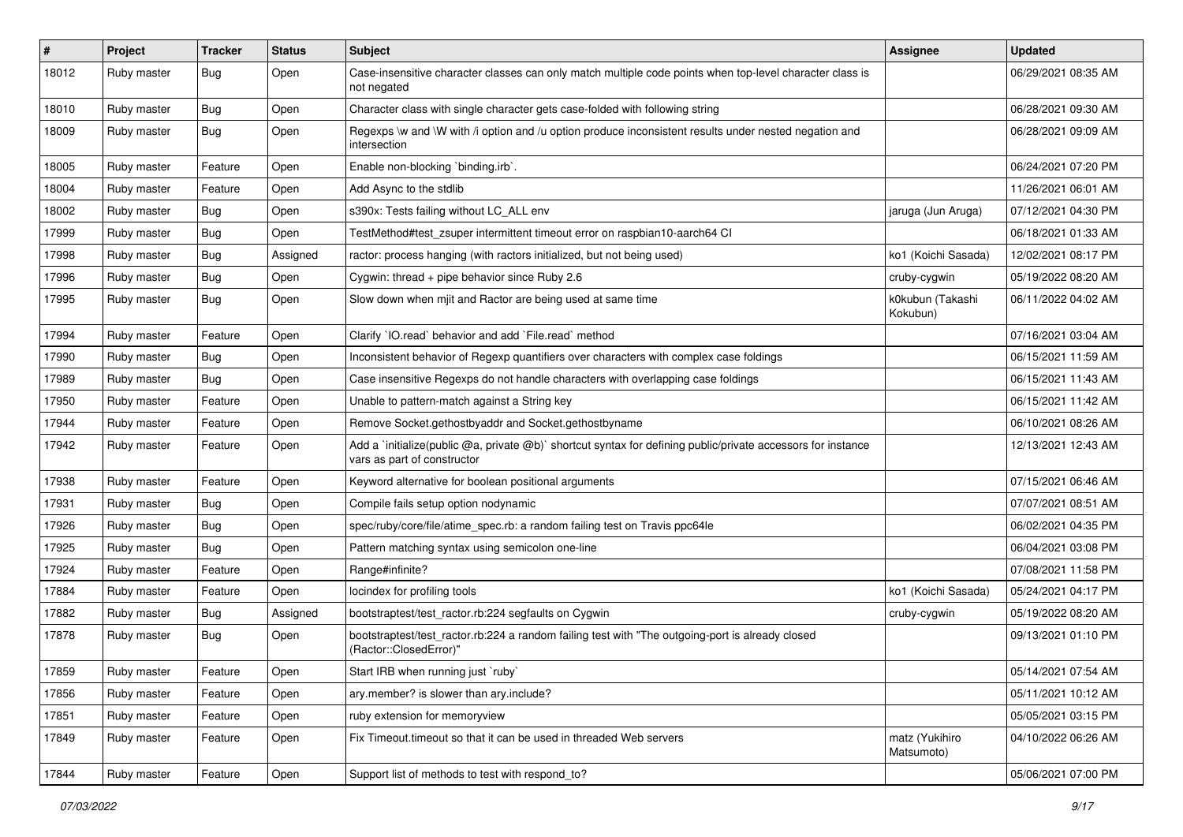| # | Project | Tracker | Status | Subject | Assignee | Updated |
|---|---|---|---|---|---|---|
| 18012 | Ruby master | Bug | Open | Case-insensitive character classes can only match multiple code points when top-level character class is not negated | | 06/29/2021 08:35 AM |
| 18010 | Ruby master | Bug | Open | Character class with single character gets case-folded with following string | | 06/28/2021 09:30 AM |
| 18009 | Ruby master | Bug | Open | Regexps \w and \W with /i option and /u option produce inconsistent results under nested negation and intersection | | 06/28/2021 09:09 AM |
| 18005 | Ruby master | Feature | Open | Enable non-blocking `binding.irb`. | | 06/24/2021 07:20 PM |
| 18004 | Ruby master | Feature | Open | Add Async to the stdlib | | 11/26/2021 06:01 AM |
| 18002 | Ruby master | Bug | Open | s390x: Tests failing without LC_ALL env | jaruga (Jun Aruga) | 07/12/2021 04:30 PM |
| 17999 | Ruby master | Bug | Open | TestMethod#test_zsuper intermittent timeout error on raspbian10-aarch64 CI | | 06/18/2021 01:33 AM |
| 17998 | Ruby master | Bug | Assigned | ractor: process hanging (with ractors initialized, but not being used) | ko1 (Koichi Sasada) | 12/02/2021 08:17 PM |
| 17996 | Ruby master | Bug | Open | Cygwin: thread + pipe behavior since Ruby 2.6 | cruby-cygwin | 05/19/2022 08:20 AM |
| 17995 | Ruby master | Bug | Open | Slow down when mjit and Ractor are being used at same time | k0kubun (Takashi Kokubun) | 06/11/2022 04:02 AM |
| 17994 | Ruby master | Feature | Open | Clarify `IO.read` behavior and add `File.read` method | | 07/16/2021 03:04 AM |
| 17990 | Ruby master | Bug | Open | Inconsistent behavior of Regexp quantifiers over characters with complex case foldings | | 06/15/2021 11:59 AM |
| 17989 | Ruby master | Bug | Open | Case insensitive Regexps do not handle characters with overlapping case foldings | | 06/15/2021 11:43 AM |
| 17950 | Ruby master | Feature | Open | Unable to pattern-match against a String key | | 06/15/2021 11:42 AM |
| 17944 | Ruby master | Feature | Open | Remove Socket.gethostbyaddr and Socket.gethostbyname | | 06/10/2021 08:26 AM |
| 17942 | Ruby master | Feature | Open | Add a `initialize(public @a, private @b)` shortcut syntax for defining public/private accessors for instance vars as part of constructor | | 12/13/2021 12:43 AM |
| 17938 | Ruby master | Feature | Open | Keyword alternative for boolean positional arguments | | 07/15/2021 06:46 AM |
| 17931 | Ruby master | Bug | Open | Compile fails setup option nodynamic | | 07/07/2021 08:51 AM |
| 17926 | Ruby master | Bug | Open | spec/ruby/core/file/atime_spec.rb: a random failing test on Travis ppc64le | | 06/02/2021 04:35 PM |
| 17925 | Ruby master | Bug | Open | Pattern matching syntax using semicolon one-line | | 06/04/2021 03:08 PM |
| 17924 | Ruby master | Feature | Open | Range#infinite? | | 07/08/2021 11:58 PM |
| 17884 | Ruby master | Feature | Open | locindex for profiling tools | ko1 (Koichi Sasada) | 05/24/2021 04:17 PM |
| 17882 | Ruby master | Bug | Assigned | bootstraptest/test_ractor.rb:224 segfaults on Cygwin | cruby-cygwin | 05/19/2022 08:20 AM |
| 17878 | Ruby master | Bug | Open | bootstraptest/test_ractor.rb:224 a random failing test with "The outgoing-port is already closed (Ractor::ClosedError)" | | 09/13/2021 01:10 PM |
| 17859 | Ruby master | Feature | Open | Start IRB when running just `ruby` | | 05/14/2021 07:54 AM |
| 17856 | Ruby master | Feature | Open | ary.member? is slower than ary.include? | | 05/11/2021 10:12 AM |
| 17851 | Ruby master | Feature | Open | ruby extension for memoryview | | 05/05/2021 03:15 PM |
| 17849 | Ruby master | Feature | Open | Fix Timeout.timeout so that it can be used in threaded Web servers | matz (Yukihiro Matsumoto) | 04/10/2022 06:26 AM |
| 17844 | Ruby master | Feature | Open | Support list of methods to test with respond_to? | | 05/06/2021 07:00 PM |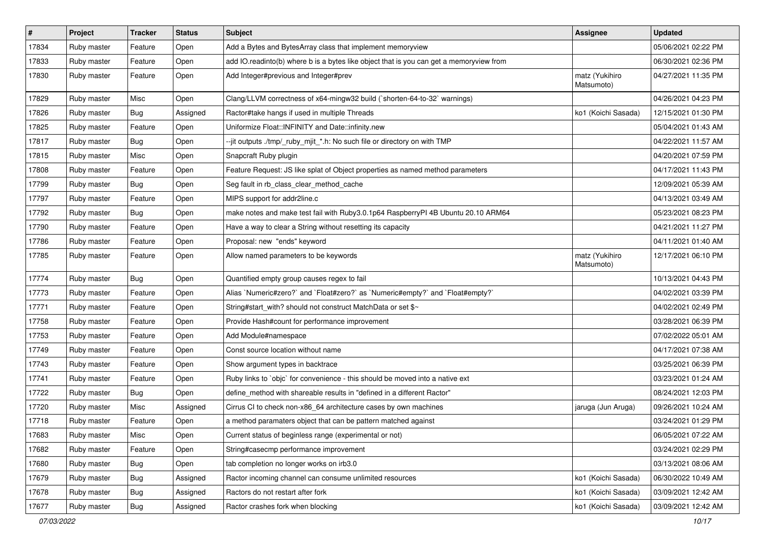| # | Project | Tracker | Status | Subject | Assignee | Updated |
| --- | --- | --- | --- | --- | --- | --- |
| 17834 | Ruby master | Feature | Open | Add a Bytes and BytesArray class that implement memoryview | | 05/06/2021 02:22 PM |
| 17833 | Ruby master | Feature | Open | add IO.readinto(b) where b is a bytes like object that is you can get a memoryview from | | 06/30/2021 02:36 PM |
| 17830 | Ruby master | Feature | Open | Add Integer#previous and Integer#prev | matz (Yukihiro Matsumoto) | 04/27/2021 11:35 PM |
| 17829 | Ruby master | Misc | Open | Clang/LLVM correctness of x64-mingw32 build (`shorten-64-to-32` warnings) | | 04/26/2021 04:23 PM |
| 17826 | Ruby master | Bug | Assigned | Ractor#take hangs if used in multiple Threads | ko1 (Koichi Sasada) | 12/15/2021 01:30 PM |
| 17825 | Ruby master | Feature | Open | Uniformize Float::INFINITY and Date::infinity.new | | 05/04/2021 01:43 AM |
| 17817 | Ruby master | Bug | Open | --jit outputs ./tmp/_ruby_mjit_*.h: No such file or directory on with TMP | | 04/22/2021 11:57 AM |
| 17815 | Ruby master | Misc | Open | Snapcraft Ruby plugin | | 04/20/2021 07:59 PM |
| 17808 | Ruby master | Feature | Open | Feature Request: JS like splat of Object properties as named method parameters | | 04/17/2021 11:43 PM |
| 17799 | Ruby master | Bug | Open | Seg fault in rb_class_clear_method_cache | | 12/09/2021 05:39 AM |
| 17797 | Ruby master | Feature | Open | MIPS support for addr2line.c | | 04/13/2021 03:49 AM |
| 17792 | Ruby master | Bug | Open | make notes and make test fail with Ruby3.0.1p64 RaspberryPI 4B Ubuntu 20.10 ARM64 | | 05/23/2021 08:23 PM |
| 17790 | Ruby master | Feature | Open | Have a way to clear a String without resetting its capacity | | 04/21/2021 11:27 PM |
| 17786 | Ruby master | Feature | Open | Proposal: new "ends" keyword | | 04/11/2021 01:40 AM |
| 17785 | Ruby master | Feature | Open | Allow named parameters to be keywords | matz (Yukihiro Matsumoto) | 12/17/2021 06:10 PM |
| 17774 | Ruby master | Bug | Open | Quantified empty group causes regex to fail | | 10/13/2021 04:43 PM |
| 17773 | Ruby master | Feature | Open | Alias `Numeric#zero?` and `Float#zero?` as `Numeric#empty?` and `Float#empty?` | | 04/02/2021 03:39 PM |
| 17771 | Ruby master | Feature | Open | String#start_with? should not construct MatchData or set $~ | | 04/02/2021 02:49 PM |
| 17758 | Ruby master | Feature | Open | Provide Hash#count for performance improvement | | 03/28/2021 06:39 PM |
| 17753 | Ruby master | Feature | Open | Add Module#namespace | | 07/02/2022 05:01 AM |
| 17749 | Ruby master | Feature | Open | Const source location without name | | 04/17/2021 07:38 AM |
| 17743 | Ruby master | Feature | Open | Show argument types in backtrace | | 03/25/2021 06:39 PM |
| 17741 | Ruby master | Feature | Open | Ruby links to `objc` for convenience - this should be moved into a native ext | | 03/23/2021 01:24 AM |
| 17722 | Ruby master | Bug | Open | define_method with shareable results in "defined in a different Ractor" | | 08/24/2021 12:03 PM |
| 17720 | Ruby master | Misc | Assigned | Cirrus CI to check non-x86_64 architecture cases by own machines | jaruga (Jun Aruga) | 09/26/2021 10:24 AM |
| 17718 | Ruby master | Feature | Open | a method paramaters object that can be pattern matched against | | 03/24/2021 01:29 PM |
| 17683 | Ruby master | Misc | Open | Current status of beginless range (experimental or not) | | 06/05/2021 07:22 AM |
| 17682 | Ruby master | Feature | Open | String#casecmp performance improvement | | 03/24/2021 02:29 PM |
| 17680 | Ruby master | Bug | Open | tab completion no longer works on irb3.0 | | 03/13/2021 08:06 AM |
| 17679 | Ruby master | Bug | Assigned | Ractor incoming channel can consume unlimited resources | ko1 (Koichi Sasada) | 06/30/2022 10:49 AM |
| 17678 | Ruby master | Bug | Assigned | Ractors do not restart after fork | ko1 (Koichi Sasada) | 03/09/2021 12:42 AM |
| 17677 | Ruby master | Bug | Assigned | Ractor crashes fork when blocking | ko1 (Koichi Sasada) | 03/09/2021 12:42 AM |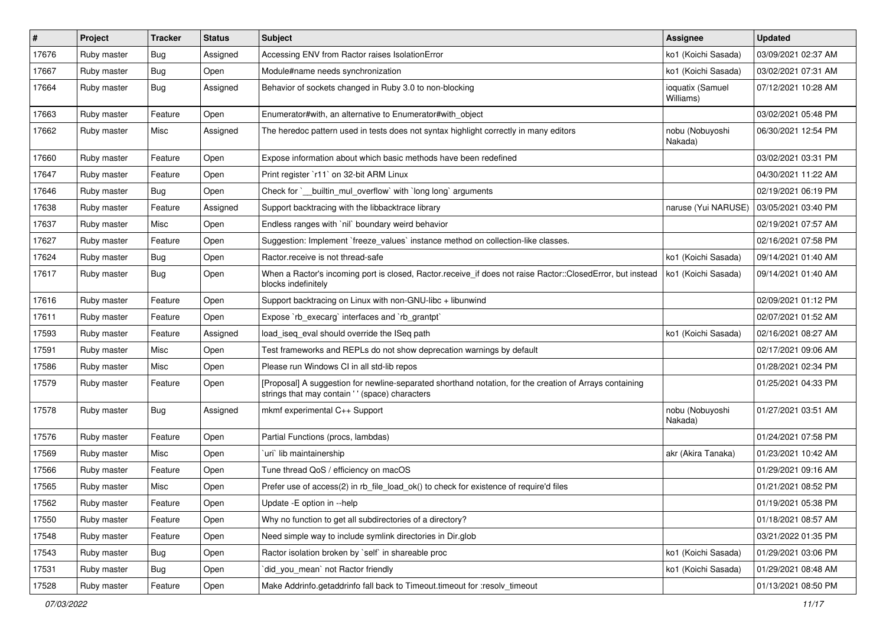| # | Project | Tracker | Status | Subject | Assignee | Updated |
| --- | --- | --- | --- | --- | --- | --- |
| 17676 | Ruby master | Bug | Assigned | Accessing ENV from Ractor raises IsolationError | ko1 (Koichi Sasada) | 03/09/2021 02:37 AM |
| 17667 | Ruby master | Bug | Open | Module#name needs synchronization | ko1 (Koichi Sasada) | 03/02/2021 07:31 AM |
| 17664 | Ruby master | Bug | Assigned | Behavior of sockets changed in Ruby 3.0 to non-blocking | ioquatix (Samuel Williams) | 07/12/2021 10:28 AM |
| 17663 | Ruby master | Feature | Open | Enumerator#with, an alternative to Enumerator#with_object | | 03/02/2021 05:48 PM |
| 17662 | Ruby master | Misc | Assigned | The heredoc pattern used in tests does not syntax highlight correctly in many editors | nobu (Nobuyoshi Nakada) | 06/30/2021 12:54 PM |
| 17660 | Ruby master | Feature | Open | Expose information about which basic methods have been redefined | | 03/02/2021 03:31 PM |
| 17647 | Ruby master | Feature | Open | Print register `r11` on 32-bit ARM Linux | | 04/30/2021 11:22 AM |
| 17646 | Ruby master | Bug | Open | Check for `__builtin_mul_overflow` with `long long` arguments | | 02/19/2021 06:19 PM |
| 17638 | Ruby master | Feature | Assigned | Support backtracing with the libbacktrace library | naruse (Yui NARUSE) | 03/05/2021 03:40 PM |
| 17637 | Ruby master | Misc | Open | Endless ranges with `nil` boundary weird behavior | | 02/19/2021 07:57 AM |
| 17627 | Ruby master | Feature | Open | Suggestion: Implement `freeze_values` instance method on collection-like classes. | | 02/16/2021 07:58 PM |
| 17624 | Ruby master | Bug | Open | Ractor.receive is not thread-safe | ko1 (Koichi Sasada) | 09/14/2021 01:40 AM |
| 17617 | Ruby master | Bug | Open | When a Ractor's incoming port is closed, Ractor.receive_if does not raise Ractor::ClosedError, but instead blocks indefinitely | ko1 (Koichi Sasada) | 09/14/2021 01:40 AM |
| 17616 | Ruby master | Feature | Open | Support backtracing on Linux with non-GNU-libc + libunwind | | 02/09/2021 01:12 PM |
| 17611 | Ruby master | Feature | Open | Expose `rb_execarg` interfaces and `rb_grantpt` | | 02/07/2021 01:52 AM |
| 17593 | Ruby master | Feature | Assigned | load_iseq_eval should override the ISeq path | ko1 (Koichi Sasada) | 02/16/2021 08:27 AM |
| 17591 | Ruby master | Misc | Open | Test frameworks and REPLs do not show deprecation warnings by default | | 02/17/2021 09:06 AM |
| 17586 | Ruby master | Misc | Open | Please run Windows CI in all std-lib repos | | 01/28/2021 02:34 PM |
| 17579 | Ruby master | Feature | Open | [Proposal] A suggestion for newline-separated shorthand notation, for the creation of Arrays containing strings that may contain ' ' (space) characters | | 01/25/2021 04:33 PM |
| 17578 | Ruby master | Bug | Assigned | mkmf experimental C++ Support | nobu (Nobuyoshi Nakada) | 01/27/2021 03:51 AM |
| 17576 | Ruby master | Feature | Open | Partial Functions (procs, lambdas) | | 01/24/2021 07:58 PM |
| 17569 | Ruby master | Misc | Open | `uri` lib maintainership | akr (Akira Tanaka) | 01/23/2021 10:42 AM |
| 17566 | Ruby master | Feature | Open | Tune thread QoS / efficiency on macOS | | 01/29/2021 09:16 AM |
| 17565 | Ruby master | Misc | Open | Prefer use of access(2) in rb_file_load_ok() to check for existence of require'd files | | 01/21/2021 08:52 PM |
| 17562 | Ruby master | Feature | Open | Update -E option in --help | | 01/19/2021 05:38 PM |
| 17550 | Ruby master | Feature | Open | Why no function to get all subdirectories of a directory? | | 01/18/2021 08:57 AM |
| 17548 | Ruby master | Feature | Open | Need simple way to include symlink directories in Dir.glob | | 03/21/2022 01:35 PM |
| 17543 | Ruby master | Bug | Open | Ractor isolation broken by `self` in shareable proc | ko1 (Koichi Sasada) | 01/29/2021 03:06 PM |
| 17531 | Ruby master | Bug | Open | `did_you_mean` not Ractor friendly | ko1 (Koichi Sasada) | 01/29/2021 08:48 AM |
| 17528 | Ruby master | Feature | Open | Make Addrinfo.getaddrinfo fall back to Timeout.timeout for :resolv_timeout | | 01/13/2021 08:50 PM |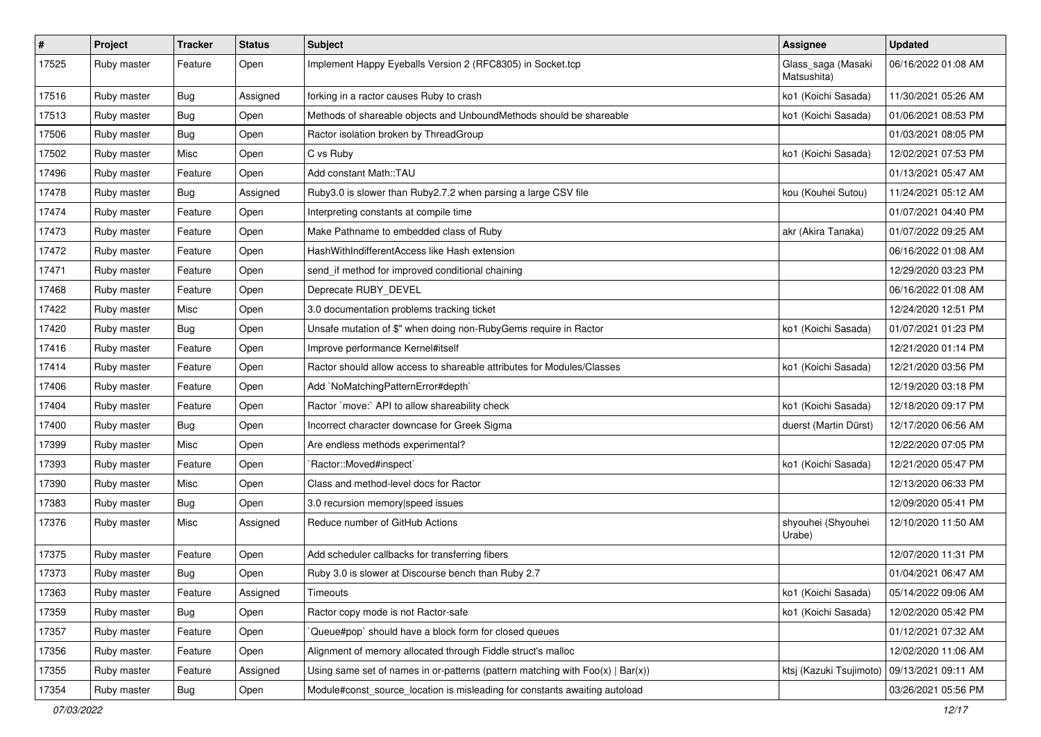| # | Project | Tracker | Status | Subject | Assignee | Updated |
| --- | --- | --- | --- | --- | --- | --- |
| 17525 | Ruby master | Feature | Open | Implement Happy Eyeballs Version 2 (RFC8305) in Socket.tcp | Glass_saga (Masaki Matsushita) | 06/16/2022 01:08 AM |
| 17516 | Ruby master | Bug | Assigned | forking in a ractor causes Ruby to crash | ko1 (Koichi Sasada) | 11/30/2021 05:26 AM |
| 17513 | Ruby master | Bug | Open | Methods of shareable objects and UnboundMethods should be shareable | ko1 (Koichi Sasada) | 01/06/2021 08:53 PM |
| 17506 | Ruby master | Bug | Open | Ractor isolation broken by ThreadGroup | | 01/03/2021 08:05 PM |
| 17502 | Ruby master | Misc | Open | C vs Ruby | ko1 (Koichi Sasada) | 12/02/2021 07:53 PM |
| 17496 | Ruby master | Feature | Open | Add constant Math::TAU | | 01/13/2021 05:47 AM |
| 17478 | Ruby master | Bug | Assigned | Ruby3.0 is slower than Ruby2.7.2 when parsing a large CSV file | kou (Kouhei Sutou) | 11/24/2021 05:12 AM |
| 17474 | Ruby master | Feature | Open | Interpreting constants at compile time | | 01/07/2021 04:40 PM |
| 17473 | Ruby master | Feature | Open | Make Pathname to embedded class of Ruby | akr (Akira Tanaka) | 01/07/2022 09:25 AM |
| 17472 | Ruby master | Feature | Open | HashWithIndifferentAccess like Hash extension | | 06/16/2022 01:08 AM |
| 17471 | Ruby master | Feature | Open | send_if method for improved conditional chaining | | 12/29/2020 03:23 PM |
| 17468 | Ruby master | Feature | Open | Deprecate RUBY_DEVEL | | 06/16/2022 01:08 AM |
| 17422 | Ruby master | Misc | Open | 3.0 documentation problems tracking ticket | | 12/24/2020 12:51 PM |
| 17420 | Ruby master | Bug | Open | Unsafe mutation of $" when doing non-RubyGems require in Ractor | ko1 (Koichi Sasada) | 01/07/2021 01:23 PM |
| 17416 | Ruby master | Feature | Open | Improve performance Kernel#itself | | 12/21/2020 01:14 PM |
| 17414 | Ruby master | Feature | Open | Ractor should allow access to shareable attributes for Modules/Classes | ko1 (Koichi Sasada) | 12/21/2020 03:56 PM |
| 17406 | Ruby master | Feature | Open | Add `NoMatchingPatternError#depth` | | 12/19/2020 03:18 PM |
| 17404 | Ruby master | Feature | Open | Ractor `move:` API to allow shareability check | ko1 (Koichi Sasada) | 12/18/2020 09:17 PM |
| 17400 | Ruby master | Bug | Open | Incorrect character downcase for Greek Sigma | duerst (Martin Dürst) | 12/17/2020 06:56 AM |
| 17399 | Ruby master | Misc | Open | Are endless methods experimental? | | 12/22/2020 07:05 PM |
| 17393 | Ruby master | Feature | Open | `Ractor::Moved#inspect` | ko1 (Koichi Sasada) | 12/21/2020 05:47 PM |
| 17390 | Ruby master | Misc | Open | Class and method-level docs for Ractor | | 12/13/2020 06:33 PM |
| 17383 | Ruby master | Bug | Open | 3.0 recursion memory\|speed issues | | 12/09/2020 05:41 PM |
| 17376 | Ruby master | Misc | Assigned | Reduce number of GitHub Actions | shyouhei (Shyouhei Urabe) | 12/10/2020 11:50 AM |
| 17375 | Ruby master | Feature | Open | Add scheduler callbacks for transferring fibers | | 12/07/2020 11:31 PM |
| 17373 | Ruby master | Bug | Open | Ruby 3.0 is slower at Discourse bench than Ruby 2.7 | | 01/04/2021 06:47 AM |
| 17363 | Ruby master | Feature | Assigned | Timeouts | ko1 (Koichi Sasada) | 05/14/2022 09:06 AM |
| 17359 | Ruby master | Bug | Open | Ractor copy mode is not Ractor-safe | ko1 (Koichi Sasada) | 12/02/2020 05:42 PM |
| 17357 | Ruby master | Feature | Open | `Queue#pop` should have a block form for closed queues | | 01/12/2021 07:32 AM |
| 17356 | Ruby master | Feature | Open | Alignment of memory allocated through Fiddle struct's malloc | | 12/02/2020 11:06 AM |
| 17355 | Ruby master | Feature | Assigned | Using same set of names in or-patterns (pattern matching with Foo(x) \| Bar(x)) | ktsj (Kazuki Tsujimoto) | 09/13/2021 09:11 AM |
| 17354 | Ruby master | Bug | Open | Module#const_source_location is misleading for constants awaiting autoload | | 03/26/2021 05:56 PM |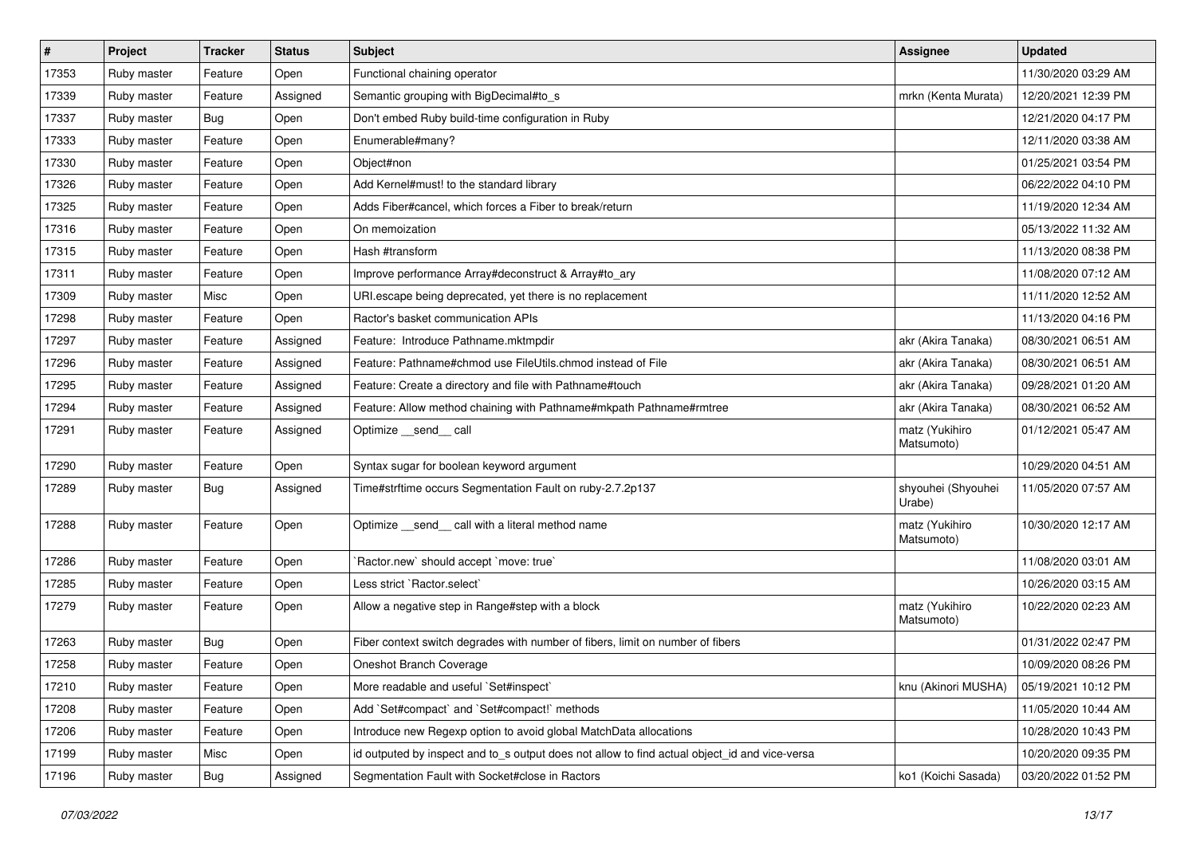| # | Project | Tracker | Status | Subject | Assignee | Updated |
|---|---|---|---|---|---|---|
| 17353 | Ruby master | Feature | Open | Functional chaining operator | | 11/30/2020 03:29 AM |
| 17339 | Ruby master | Feature | Assigned | Semantic grouping with BigDecimal#to_s | mrkn (Kenta Murata) | 12/20/2021 12:39 PM |
| 17337 | Ruby master | Bug | Open | Don't embed Ruby build-time configuration in Ruby | | 12/21/2020 04:17 PM |
| 17333 | Ruby master | Feature | Open | Enumerable#many? | | 12/11/2020 03:38 AM |
| 17330 | Ruby master | Feature | Open | Object#non | | 01/25/2021 03:54 PM |
| 17326 | Ruby master | Feature | Open | Add Kernel#must! to the standard library | | 06/22/2022 04:10 PM |
| 17325 | Ruby master | Feature | Open | Adds Fiber#cancel, which forces a Fiber to break/return | | 11/19/2020 12:34 AM |
| 17316 | Ruby master | Feature | Open | On memoization | | 05/13/2022 11:32 AM |
| 17315 | Ruby master | Feature | Open | Hash #transform | | 11/13/2020 08:38 PM |
| 17311 | Ruby master | Feature | Open | Improve performance Array#deconstruct & Array#to_ary | | 11/08/2020 07:12 AM |
| 17309 | Ruby master | Misc | Open | URI.escape being deprecated, yet there is no replacement | | 11/11/2020 12:52 AM |
| 17298 | Ruby master | Feature | Open | Ractor's basket communication APIs | | 11/13/2020 04:16 PM |
| 17297 | Ruby master | Feature | Assigned | Feature: Introduce Pathname.mktmpdir | akr (Akira Tanaka) | 08/30/2021 06:51 AM |
| 17296 | Ruby master | Feature | Assigned | Feature: Pathname#chmod use FileUtils.chmod instead of File | akr (Akira Tanaka) | 08/30/2021 06:51 AM |
| 17295 | Ruby master | Feature | Assigned | Feature: Create a directory and file with Pathname#touch | akr (Akira Tanaka) | 09/28/2021 01:20 AM |
| 17294 | Ruby master | Feature | Assigned | Feature: Allow method chaining with Pathname#mkpath Pathname#rmtree | akr (Akira Tanaka) | 08/30/2021 06:52 AM |
| 17291 | Ruby master | Feature | Assigned | Optimize __send__ call | matz (Yukihiro Matsumoto) | 01/12/2021 05:47 AM |
| 17290 | Ruby master | Feature | Open | Syntax sugar for boolean keyword argument | | 10/29/2020 04:51 AM |
| 17289 | Ruby master | Bug | Assigned | Time#strftime occurs Segmentation Fault on ruby-2.7.2p137 | shyouhei (Shyouhei Urabe) | 11/05/2020 07:57 AM |
| 17288 | Ruby master | Feature | Open | Optimize __send__ call with a literal method name | matz (Yukihiro Matsumoto) | 10/30/2020 12:17 AM |
| 17286 | Ruby master | Feature | Open | `Ractor.new` should accept `move: true` | | 11/08/2020 03:01 AM |
| 17285 | Ruby master | Feature | Open | Less strict `Ractor.select` | | 10/26/2020 03:15 AM |
| 17279 | Ruby master | Feature | Open | Allow a negative step in Range#step with a block | matz (Yukihiro Matsumoto) | 10/22/2020 02:23 AM |
| 17263 | Ruby master | Bug | Open | Fiber context switch degrades with number of fibers, limit on number of fibers | | 01/31/2022 02:47 PM |
| 17258 | Ruby master | Feature | Open | Oneshot Branch Coverage | | 10/09/2020 08:26 PM |
| 17210 | Ruby master | Feature | Open | More readable and useful `Set#inspect` | knu (Akinori MUSHA) | 05/19/2021 10:12 PM |
| 17208 | Ruby master | Feature | Open | Add `Set#compact` and `Set#compact!` methods | | 11/05/2020 10:44 AM |
| 17206 | Ruby master | Feature | Open | Introduce new Regexp option to avoid global MatchData allocations | | 10/28/2020 10:43 PM |
| 17199 | Ruby master | Misc | Open | id outputed by inspect and to_s output does not allow to find actual object_id and vice-versa | | 10/20/2020 09:35 PM |
| 17196 | Ruby master | Bug | Assigned | Segmentation Fault with Socket#close in Ractors | ko1 (Koichi Sasada) | 03/20/2022 01:52 PM |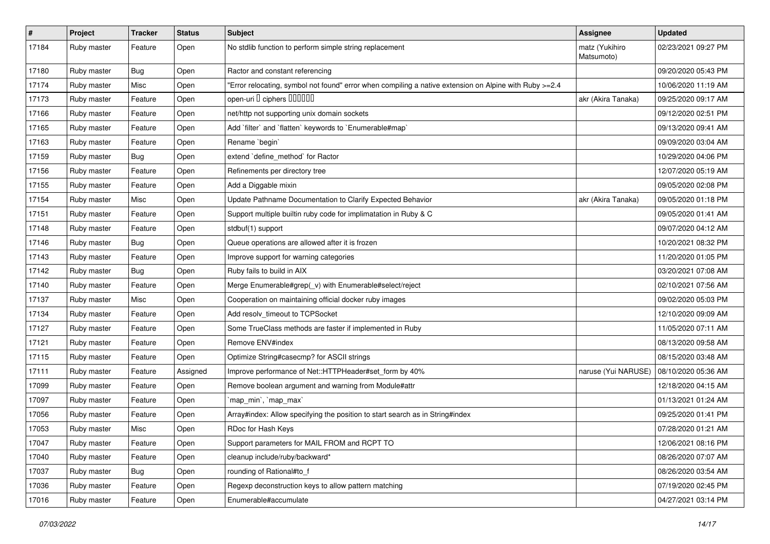| # | Project | Tracker | Status | Subject | Assignee | Updated |
|---|---|---|---|---|---|---|
| 17184 | Ruby master | Feature | Open | No stdlib function to perform simple string replacement | matz (Yukihiro Matsumoto) | 02/23/2021 09:27 PM |
| 17180 | Ruby master | Bug | Open | Ractor and constant referencing | | 09/20/2020 05:43 PM |
| 17174 | Ruby master | Misc | Open | "Error relocating, symbol not found" error when compiling a native extension on Alpine with Ruby >=2.4 | | 10/06/2020 11:19 AM |
| 17173 | Ruby master | Feature | Open | open-uri で ciphers を設定したい | akr (Akira Tanaka) | 09/25/2020 09:17 AM |
| 17166 | Ruby master | Feature | Open | net/http not supporting unix domain sockets | | 09/12/2020 02:51 PM |
| 17165 | Ruby master | Feature | Open | Add `filter` and `flatten` keywords to `Enumerable#map` | | 09/13/2020 09:41 AM |
| 17163 | Ruby master | Feature | Open | Rename `begin` | | 09/09/2020 03:04 AM |
| 17159 | Ruby master | Bug | Open | extend `define_method` for Ractor | | 10/29/2020 04:06 PM |
| 17156 | Ruby master | Feature | Open | Refinements per directory tree | | 12/07/2020 05:19 AM |
| 17155 | Ruby master | Feature | Open | Add a Diggable mixin | | 09/05/2020 02:08 PM |
| 17154 | Ruby master | Misc | Open | Update Pathname Documentation to Clarify Expected Behavior | akr (Akira Tanaka) | 09/05/2020 01:18 PM |
| 17151 | Ruby master | Feature | Open | Support multiple builtin ruby code for implimatation in Ruby & C | | 09/05/2020 01:41 AM |
| 17148 | Ruby master | Feature | Open | stdbuf(1) support | | 09/07/2020 04:12 AM |
| 17146 | Ruby master | Bug | Open | Queue operations are allowed after it is frozen | | 10/20/2021 08:32 PM |
| 17143 | Ruby master | Feature | Open | Improve support for warning categories | | 11/20/2020 01:05 PM |
| 17142 | Ruby master | Bug | Open | Ruby fails to build in AIX | | 03/20/2021 07:08 AM |
| 17140 | Ruby master | Feature | Open | Merge Enumerable#grep(_v) with Enumerable#select/reject | | 02/10/2021 07:56 AM |
| 17137 | Ruby master | Misc | Open | Cooperation on maintaining official docker ruby images | | 09/02/2020 05:03 PM |
| 17134 | Ruby master | Feature | Open | Add resolv_timeout to TCPSocket | | 12/10/2020 09:09 AM |
| 17127 | Ruby master | Feature | Open | Some TrueClass methods are faster if implemented in Ruby | | 11/05/2020 07:11 AM |
| 17121 | Ruby master | Feature | Open | Remove ENV#index | | 08/13/2020 09:58 AM |
| 17115 | Ruby master | Feature | Open | Optimize String#casecmp? for ASCII strings | | 08/15/2020 03:48 AM |
| 17111 | Ruby master | Feature | Assigned | Improve performance of Net::HTTPHeader#set_form by 40% | naruse (Yui NARUSE) | 08/10/2020 05:36 AM |
| 17099 | Ruby master | Feature | Open | Remove boolean argument and warning from Module#attr | | 12/18/2020 04:15 AM |
| 17097 | Ruby master | Feature | Open | `map_min`, `map_max` | | 01/13/2021 01:24 AM |
| 17056 | Ruby master | Feature | Open | Array#index: Allow specifying the position to start search as in String#index | | 09/25/2020 01:41 PM |
| 17053 | Ruby master | Misc | Open | RDoc for Hash Keys | | 07/28/2020 01:21 AM |
| 17047 | Ruby master | Feature | Open | Support parameters for MAIL FROM and RCPT TO | | 12/06/2021 08:16 PM |
| 17040 | Ruby master | Feature | Open | cleanup include/ruby/backward* | | 08/26/2020 07:07 AM |
| 17037 | Ruby master | Bug | Open | rounding of Rational#to_f | | 08/26/2020 03:54 AM |
| 17036 | Ruby master | Feature | Open | Regexp deconstruction keys to allow pattern matching | | 07/19/2020 02:45 PM |
| 17016 | Ruby master | Feature | Open | Enumerable#accumulate | | 04/27/2021 03:14 PM |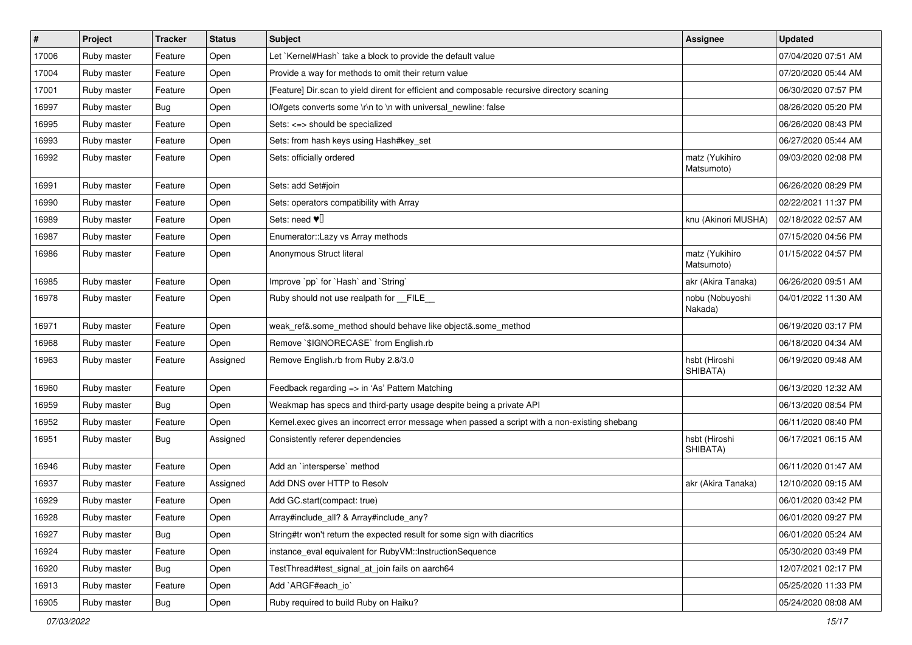| # | Project | Tracker | Status | Subject | Assignee | Updated |
|---|---|---|---|---|---|---|
| 17006 | Ruby master | Feature | Open | Let `Kernel#Hash` take a block to provide the default value | | 07/04/2020 07:51 AM |
| 17004 | Ruby master | Feature | Open | Provide a way for methods to omit their return value | | 07/20/2020 05:44 AM |
| 17001 | Ruby master | Feature | Open | [Feature] Dir.scan to yield dirent for efficient and composable recursive directory scaning | | 06/30/2020 07:57 PM |
| 16997 | Ruby master | Bug | Open | IO#gets converts some \r\n to \n with universal_newline: false | | 08/26/2020 05:20 PM |
| 16995 | Ruby master | Feature | Open | Sets: <=> should be specialized | | 06/26/2020 08:43 PM |
| 16993 | Ruby master | Feature | Open | Sets: from hash keys using Hash#key_set | | 06/27/2020 05:44 AM |
| 16992 | Ruby master | Feature | Open | Sets: officially ordered | matz (Yukihiro Matsumoto) | 09/03/2020 02:08 PM |
| 16991 | Ruby master | Feature | Open | Sets: add Set#join | | 06/26/2020 08:29 PM |
| 16990 | Ruby master | Feature | Open | Sets: operators compatibility with Array | | 02/22/2021 11:37 PM |
| 16989 | Ruby master | Feature | Open | Sets: need ♥️ | knu (Akinori MUSHA) | 02/18/2022 02:57 AM |
| 16987 | Ruby master | Feature | Open | Enumerator::Lazy vs Array methods | | 07/15/2020 04:56 PM |
| 16986 | Ruby master | Feature | Open | Anonymous Struct literal | matz (Yukihiro Matsumoto) | 01/15/2022 04:57 PM |
| 16985 | Ruby master | Feature | Open | Improve `pp` for `Hash` and `String` | akr (Akira Tanaka) | 06/26/2020 09:51 AM |
| 16978 | Ruby master | Feature | Open | Ruby should not use realpath for __FILE__ | nobu (Nobuyoshi Nakada) | 04/01/2022 11:30 AM |
| 16971 | Ruby master | Feature | Open | weak_ref&.some_method should behave like object&.some_method | | 06/19/2020 03:17 PM |
| 16968 | Ruby master | Feature | Open | Remove `$IGNORECASE` from English.rb | | 06/18/2020 04:34 AM |
| 16963 | Ruby master | Feature | Assigned | Remove English.rb from Ruby 2.8/3.0 | hsbt (Hiroshi SHIBATA) | 06/19/2020 09:48 AM |
| 16960 | Ruby master | Feature | Open | Feedback regarding => in 'As' Pattern Matching | | 06/13/2020 12:32 AM |
| 16959 | Ruby master | Bug | Open | Weakmap has specs and third-party usage despite being a private API | | 06/13/2020 08:54 PM |
| 16952 | Ruby master | Feature | Open | Kernel.exec gives an incorrect error message when passed a script with a non-existing shebang | | 06/11/2020 08:40 PM |
| 16951 | Ruby master | Bug | Assigned | Consistently referer dependencies | hsbt (Hiroshi SHIBATA) | 06/17/2021 06:15 AM |
| 16946 | Ruby master | Feature | Open | Add an `intersperse` method | | 06/11/2020 01:47 AM |
| 16937 | Ruby master | Feature | Assigned | Add DNS over HTTP to Resolv | akr (Akira Tanaka) | 12/10/2020 09:15 AM |
| 16929 | Ruby master | Feature | Open | Add GC.start(compact: true) | | 06/01/2020 03:42 PM |
| 16928 | Ruby master | Feature | Open | Array#include_all? & Array#include_any? | | 06/01/2020 09:27 PM |
| 16927 | Ruby master | Bug | Open | String#tr won't return the expected result for some sign with diacritics | | 06/01/2020 05:24 AM |
| 16924 | Ruby master | Feature | Open | instance_eval equivalent for RubyVM::InstructionSequence | | 05/30/2020 03:49 PM |
| 16920 | Ruby master | Bug | Open | TestThread#test_signal_at_join fails on aarch64 | | 12/07/2021 02:17 PM |
| 16913 | Ruby master | Feature | Open | Add `ARGF#each_io` | | 05/25/2020 11:33 PM |
| 16905 | Ruby master | Bug | Open | Ruby required to build Ruby on Haiku? | | 05/24/2020 08:08 AM |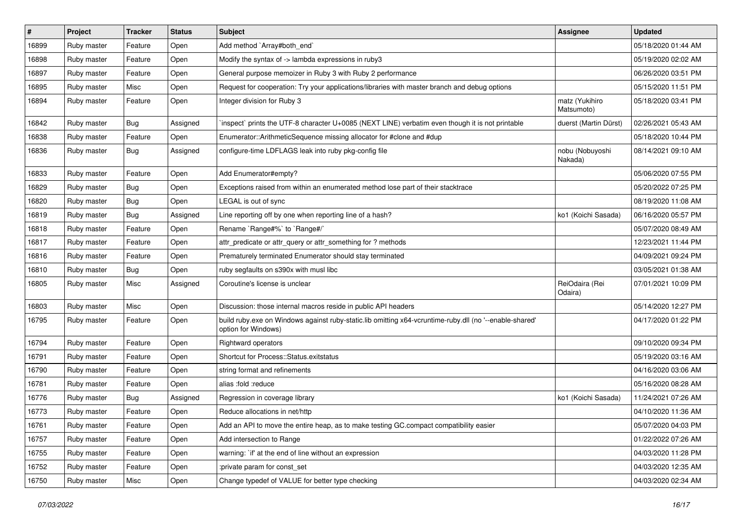| # | Project | Tracker | Status | Subject | Assignee | Updated |
|---|---|---|---|---|---|---|
| 16899 | Ruby master | Feature | Open | Add method `Array#both_end` | | 05/18/2020 01:44 AM |
| 16898 | Ruby master | Feature | Open | Modify the syntax of -> lambda expressions in ruby3 | | 05/19/2020 02:02 AM |
| 16897 | Ruby master | Feature | Open | General purpose memoizer in Ruby 3 with Ruby 2 performance | | 06/26/2020 03:51 PM |
| 16895 | Ruby master | Misc | Open | Request for cooperation: Try your applications/libraries with master branch and debug options | | 05/15/2020 11:51 PM |
| 16894 | Ruby master | Feature | Open | Integer division for Ruby 3 | matz (Yukihiro Matsumoto) | 05/18/2020 03:41 PM |
| 16842 | Ruby master | Bug | Assigned | `inspect` prints the UTF-8 character U+0085 (NEXT LINE) verbatim even though it is not printable | duerst (Martin Dürst) | 02/26/2021 05:43 AM |
| 16838 | Ruby master | Feature | Open | Enumerator::ArithmeticSequence missing allocator for #clone and #dup | | 05/18/2020 10:44 PM |
| 16836 | Ruby master | Bug | Assigned | configure-time LDFLAGS leak into ruby pkg-config file | nobu (Nobuyoshi Nakada) | 08/14/2021 09:10 AM |
| 16833 | Ruby master | Feature | Open | Add Enumerator#empty? | | 05/06/2020 07:55 PM |
| 16829 | Ruby master | Bug | Open | Exceptions raised from within an enumerated method lose part of their stacktrace | | 05/20/2022 07:25 PM |
| 16820 | Ruby master | Bug | Open | LEGAL is out of sync | | 08/19/2020 11:08 AM |
| 16819 | Ruby master | Bug | Assigned | Line reporting off by one when reporting line of a hash? | ko1 (Koichi Sasada) | 06/16/2020 05:57 PM |
| 16818 | Ruby master | Feature | Open | Rename `Range#%` to `Range#/` | | 05/07/2020 08:49 AM |
| 16817 | Ruby master | Feature | Open | attr_predicate or attr_query or attr_something for ? methods | | 12/23/2021 11:44 PM |
| 16816 | Ruby master | Feature | Open | Prematurely terminated Enumerator should stay terminated | | 04/09/2021 09:24 PM |
| 16810 | Ruby master | Bug | Open | ruby segfaults on s390x with musl libc | | 03/05/2021 01:38 AM |
| 16805 | Ruby master | Misc | Assigned | Coroutine's license is unclear | ReiOdaira (Rei Odaira) | 07/01/2021 10:09 PM |
| 16803 | Ruby master | Misc | Open | Discussion: those internal macros reside in public API headers | | 05/14/2020 12:27 PM |
| 16795 | Ruby master | Feature | Open | build ruby.exe on Windows against ruby-static.lib omitting x64-vcruntime-ruby.dll (no '--enable-shared' option for Windows) | | 04/17/2020 01:22 PM |
| 16794 | Ruby master | Feature | Open | Rightward operators | | 09/10/2020 09:34 PM |
| 16791 | Ruby master | Feature | Open | Shortcut for Process::Status.exitstatus | | 05/19/2020 03:16 AM |
| 16790 | Ruby master | Feature | Open | string format and refinements | | 04/16/2020 03:06 AM |
| 16781 | Ruby master | Feature | Open | alias :fold :reduce | | 05/16/2020 08:28 AM |
| 16776 | Ruby master | Bug | Assigned | Regression in coverage library | ko1 (Koichi Sasada) | 11/24/2021 07:26 AM |
| 16773 | Ruby master | Feature | Open | Reduce allocations in net/http | | 04/10/2020 11:36 AM |
| 16761 | Ruby master | Feature | Open | Add an API to move the entire heap, as to make testing GC.compact compatibility easier | | 05/07/2020 04:03 PM |
| 16757 | Ruby master | Feature | Open | Add intersection to Range | | 01/22/2022 07:26 AM |
| 16755 | Ruby master | Feature | Open | warning: `if' at the end of line without an expression | | 04/03/2020 11:28 PM |
| 16752 | Ruby master | Feature | Open | :private param for const_set | | 04/03/2020 12:35 AM |
| 16750 | Ruby master | Misc | Open | Change typedef of VALUE for better type checking | | 04/03/2020 02:34 AM |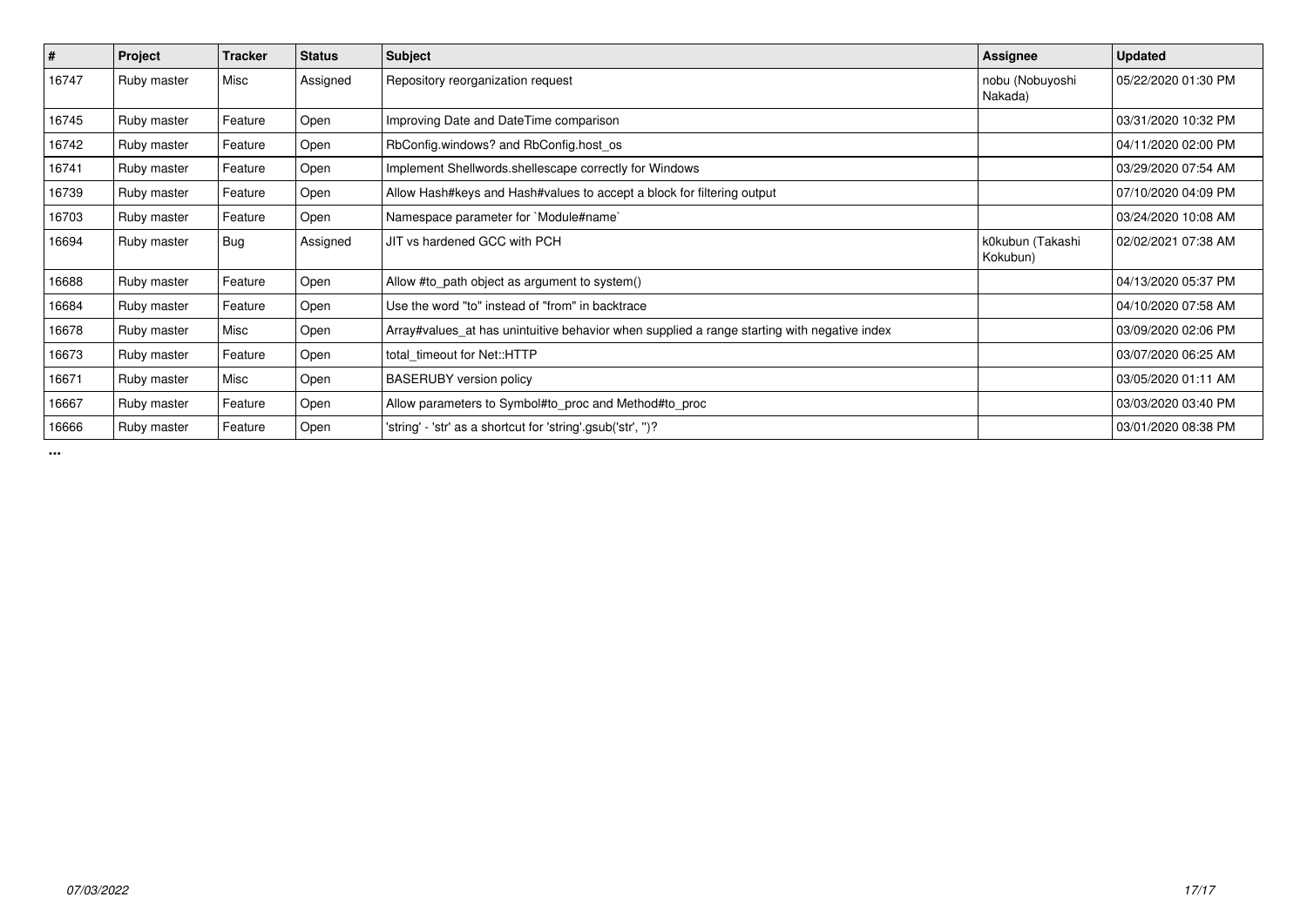| # | Project | Tracker | Status | Subject | Assignee | Updated |
|---|---|---|---|---|---|---|
| 16747 | Ruby master | Misc | Assigned | Repository reorganization request | nobu (Nobuyoshi Nakada) | 05/22/2020 01:30 PM |
| 16745 | Ruby master | Feature | Open | Improving Date and DateTime comparison | | 03/31/2020 10:32 PM |
| 16742 | Ruby master | Feature | Open | RbConfig.windows? and RbConfig.host_os | | 04/11/2020 02:00 PM |
| 16741 | Ruby master | Feature | Open | Implement Shellwords.shellescape correctly for Windows | | 03/29/2020 07:54 AM |
| 16739 | Ruby master | Feature | Open | Allow Hash#keys and Hash#values to accept a block for filtering output | | 07/10/2020 04:09 PM |
| 16703 | Ruby master | Feature | Open | Namespace parameter for `Module#name` | | 03/24/2020 10:08 AM |
| 16694 | Ruby master | Bug | Assigned | JIT vs hardened GCC with PCH | k0kubun (Takashi Kokubun) | 02/02/2021 07:38 AM |
| 16688 | Ruby master | Feature | Open | Allow #to_path object as argument to system() | | 04/13/2020 05:37 PM |
| 16684 | Ruby master | Feature | Open | Use the word "to" instead of "from" in backtrace | | 04/10/2020 07:58 AM |
| 16678 | Ruby master | Misc | Open | Array#values_at has unintuitive behavior when supplied a range starting with negative index | | 03/09/2020 02:06 PM |
| 16673 | Ruby master | Feature | Open | total_timeout for Net::HTTP | | 03/07/2020 06:25 AM |
| 16671 | Ruby master | Misc | Open | BASERUBY version policy | | 03/05/2020 01:11 AM |
| 16667 | Ruby master | Feature | Open | Allow parameters to Symbol#to_proc and Method#to_proc | | 03/03/2020 03:40 PM |
| 16666 | Ruby master | Feature | Open | 'string' - 'str' as a shortcut for 'string'.gsub('str', '')? | | 03/01/2020 08:38 PM |

...